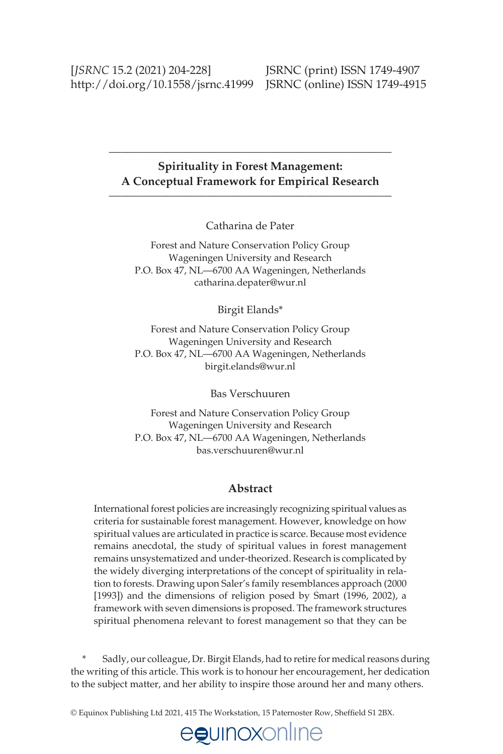[*JSRNC* 15.2 (2021) 204-228] JSRNC (print) ISSN 1749-4907
http://doi.org/10.1558/jsrnc.41999 JSRNC (online) ISSN 1749-4915

# Spirituality in Forest Management: A Conceptual Framework for Empirical Research

Catharina de Pater

Forest and Nature Conservation Policy Group
Wageningen University and Research
P.O. Box 47, NL—6700 AA Wageningen, Netherlands
catharina.depater@wur.nl

Birgit Elands*

Forest and Nature Conservation Policy Group
Wageningen University and Research
P.O. Box 47, NL—6700 AA Wageningen, Netherlands
birgit.elands@wur.nl

Bas Verschuuren

Forest and Nature Conservation Policy Group
Wageningen University and Research
P.O. Box 47, NL—6700 AA Wageningen, Netherlands
bas.verschuuren@wur.nl

## Abstract

International forest policies are increasingly recognizing spiritual values as criteria for sustainable forest management. However, knowledge on how spiritual values are articulated in practice is scarce. Because most evidence remains anecdotal, the study of spiritual values in forest management remains unsystematized and under-theorized. Research is complicated by the widely diverging interpretations of the concept of spirituality in relation to forests. Drawing upon Saler's family resemblances approach (2000 [1993]) and the dimensions of religion posed by Smart (1996, 2002), a framework with seven dimensions is proposed. The framework structures spiritual phenomena relevant to forest management so that they can be

\* Sadly, our colleague, Dr. Birgit Elands, had to retire for medical reasons during the writing of this article. This work is to honour her encouragement, her dedication to the subject matter, and her ability to inspire those around her and many others.

© Equinox Publishing Ltd 2021, 415 The Workstation, 15 Paternoster Row, Sheffield S1 2BX.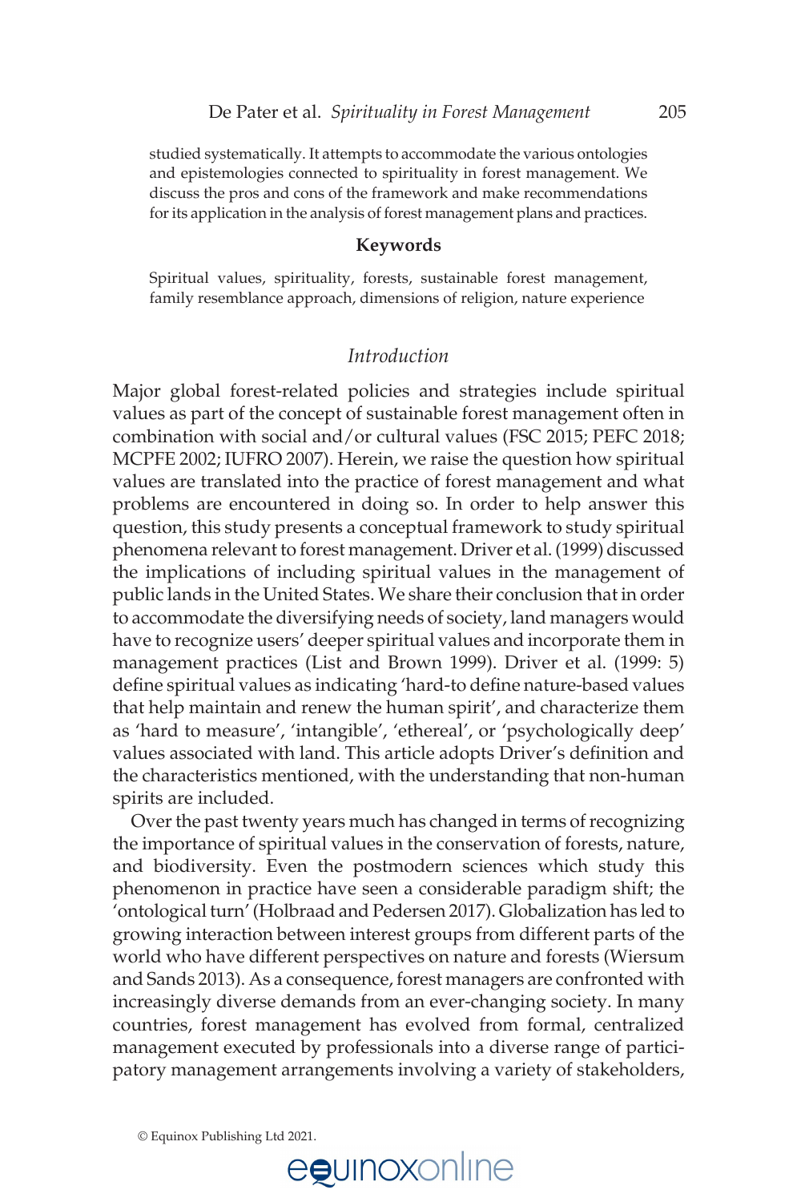studied systematically. It attempts to accommodate the various ontologies and epistemologies connected to spirituality in forest management. We discuss the pros and cons of the framework and make recommendations for its application in the analysis of forest management plans and practices.

**Keywords**

Spiritual values, spirituality, forests, sustainable forest management, family resemblance approach, dimensions of religion, nature experience

## *Introduction*

Major global forest-related policies and strategies include spiritual values as part of the concept of sustainable forest management often in combination with social and/or cultural values (FSC 2015; PEFC 2018; MCPFE 2002; IUFRO 2007). Herein, we raise the question how spiritual values are translated into the practice of forest management and what problems are encountered in doing so. In order to help answer this question, this study presents a conceptual framework to study spiritual phenomena relevant to forest management. Driver et al. (1999) discussed the implications of including spiritual values in the management of public lands in the United States. We share their conclusion that in order to accommodate the diversifying needs of society, land managers would have to recognize users' deeper spiritual values and incorporate them in management practices (List and Brown 1999). Driver et al. (1999: 5) define spiritual values as indicating 'hard-to define nature-based values that help maintain and renew the human spirit', and characterize them as 'hard to measure', 'intangible', 'ethereal', or 'psychologically deep' values associated with land. This article adopts Driver's definition and the characteristics mentioned, with the understanding that non-human spirits are included.

Over the past twenty years much has changed in terms of recognizing the importance of spiritual values in the conservation of forests, nature, and biodiversity. Even the postmodern sciences which study this phenomenon in practice have seen a considerable paradigm shift; the 'ontological turn' (Holbraad and Pedersen 2017). Globalization has led to growing interaction between interest groups from different parts of the world who have different perspectives on nature and forests (Wiersum and Sands 2013). As a consequence, forest managers are confronted with increasingly diverse demands from an ever-changing society. In many countries, forest management has evolved from formal, centralized management executed by professionals into a diverse range of participatory management arrangements involving a variety of stakeholders,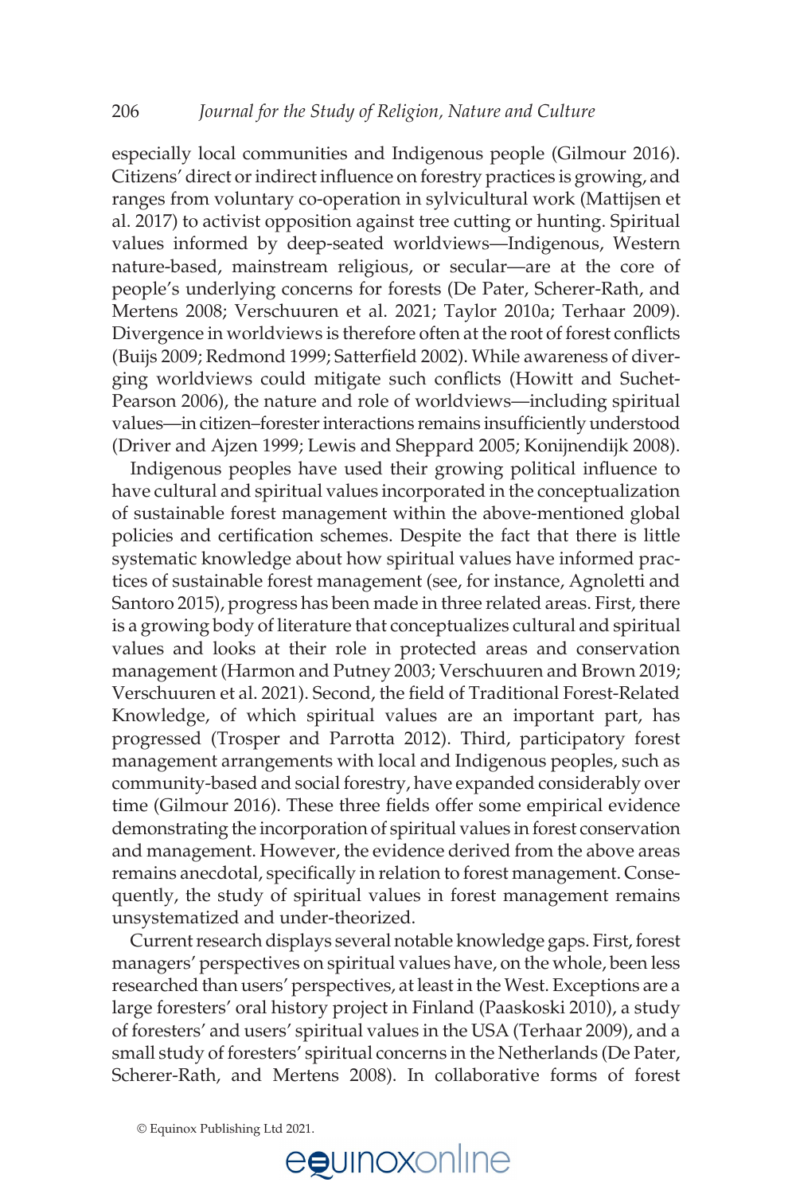especially local communities and Indigenous people (Gilmour 2016). Citizens' direct or indirect influence on forestry practices is growing, and ranges from voluntary co-operation in sylvicultural work (Mattijsen et al. 2017) to activist opposition against tree cutting or hunting. Spiritual values informed by deep-seated worldviews—Indigenous, Western nature-based, mainstream religious, or secular—are at the core of people's underlying concerns for forests (De Pater, Scherer-Rath, and Mertens 2008; Verschuuren et al. 2021; Taylor 2010a; Terhaar 2009). Divergence in worldviews is therefore often at the root of forest conflicts (Buijs 2009; Redmond 1999; Satterfield 2002). While awareness of diverging worldviews could mitigate such conflicts (Howitt and Suchet-Pearson 2006), the nature and role of worldviews—including spiritual values—in citizen–forester interactions remains insufficiently understood (Driver and Ajzen 1999; Lewis and Sheppard 2005; Konijnendijk 2008).

Indigenous peoples have used their growing political influence to have cultural and spiritual values incorporated in the conceptualization of sustainable forest management within the above-mentioned global policies and certification schemes. Despite the fact that there is little systematic knowledge about how spiritual values have informed practices of sustainable forest management (see, for instance, Agnoletti and Santoro 2015), progress has been made in three related areas. First, there is a growing body of literature that conceptualizes cultural and spiritual values and looks at their role in protected areas and conservation management (Harmon and Putney 2003; Verschuuren and Brown 2019; Verschuuren et al. 2021). Second, the field of Traditional Forest-Related Knowledge, of which spiritual values are an important part, has progressed (Trosper and Parrotta 2012). Third, participatory forest management arrangements with local and Indigenous peoples, such as community-based and social forestry, have expanded considerably over time (Gilmour 2016). These three fields offer some empirical evidence demonstrating the incorporation of spiritual values in forest conservation and management. However, the evidence derived from the above areas remains anecdotal, specifically in relation to forest management. Consequently, the study of spiritual values in forest management remains unsystematized and under-theorized.

Current research displays several notable knowledge gaps. First, forest managers' perspectives on spiritual values have, on the whole, been less researched than users' perspectives, at least in the West. Exceptions are a large foresters' oral history project in Finland (Paaskoski 2010), a study of foresters' and users' spiritual values in the USA (Terhaar 2009), and a small study of foresters' spiritual concerns in the Netherlands (De Pater, Scherer-Rath, and Mertens 2008). In collaborative forms of forest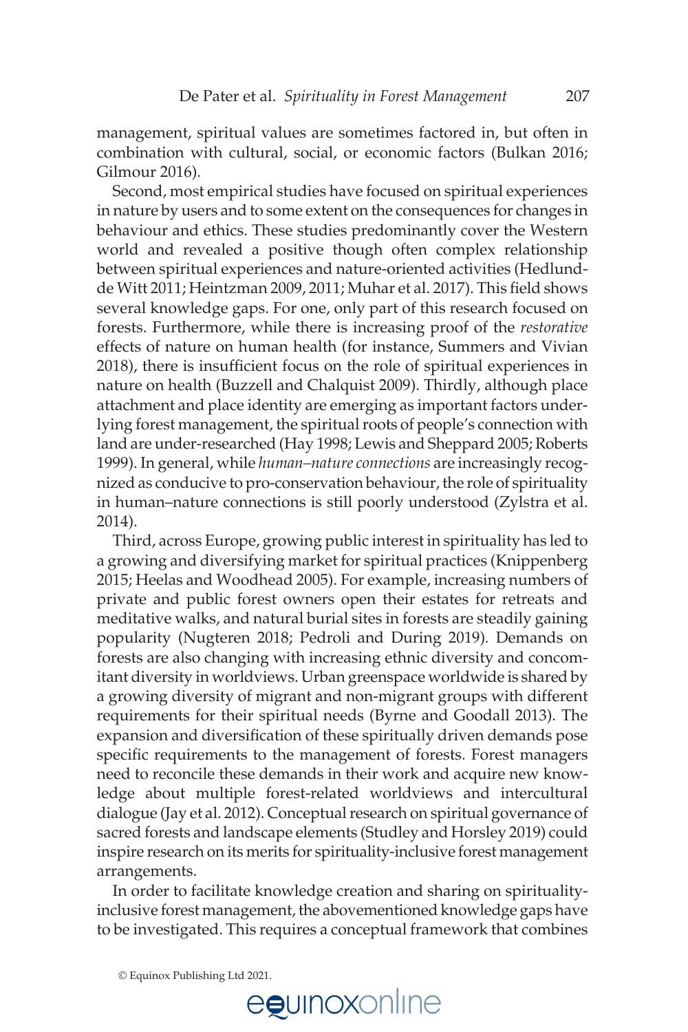management, spiritual values are sometimes factored in, but often in combination with cultural, social, or economic factors (Bulkan 2016; Gilmour 2016).

Second, most empirical studies have focused on spiritual experiences in nature by users and to some extent on the consequences for changes in behaviour and ethics. These studies predominantly cover the Western world and revealed a positive though often complex relationship between spiritual experiences and nature-oriented activities (Hedlund-de Witt 2011; Heintzman 2009, 2011; Muhar et al. 2017). This field shows several knowledge gaps. For one, only part of this research focused on forests. Furthermore, while there is increasing proof of the *restorative* effects of nature on human health (for instance, Summers and Vivian 2018), there is insufficient focus on the role of spiritual experiences in nature on health (Buzzell and Chalquist 2009). Thirdly, although place attachment and place identity are emerging as important factors underlying forest management, the spiritual roots of people's connection with land are under-researched (Hay 1998; Lewis and Sheppard 2005; Roberts 1999). In general, while *human–nature connections* are increasingly recognized as conducive to pro-conservation behaviour, the role of spirituality in human–nature connections is still poorly understood (Zylstra et al. 2014).

Third, across Europe, growing public interest in spirituality has led to a growing and diversifying market for spiritual practices (Knippenberg 2015; Heelas and Woodhead 2005). For example, increasing numbers of private and public forest owners open their estates for retreats and meditative walks, and natural burial sites in forests are steadily gaining popularity (Nugteren 2018; Pedroli and During 2019). Demands on forests are also changing with increasing ethnic diversity and concomitant diversity in worldviews. Urban greenspace worldwide is shared by a growing diversity of migrant and non-migrant groups with different requirements for their spiritual needs (Byrne and Goodall 2013). The expansion and diversification of these spiritually driven demands pose specific requirements to the management of forests. Forest managers need to reconcile these demands in their work and acquire new knowledge about multiple forest-related worldviews and intercultural dialogue (Jay et al. 2012). Conceptual research on spiritual governance of sacred forests and landscape elements (Studley and Horsley 2019) could inspire research on its merits for spirituality-inclusive forest management arrangements.

In order to facilitate knowledge creation and sharing on spirituality-inclusive forest management, the abovementioned knowledge gaps have to be investigated. This requires a conceptual framework that combines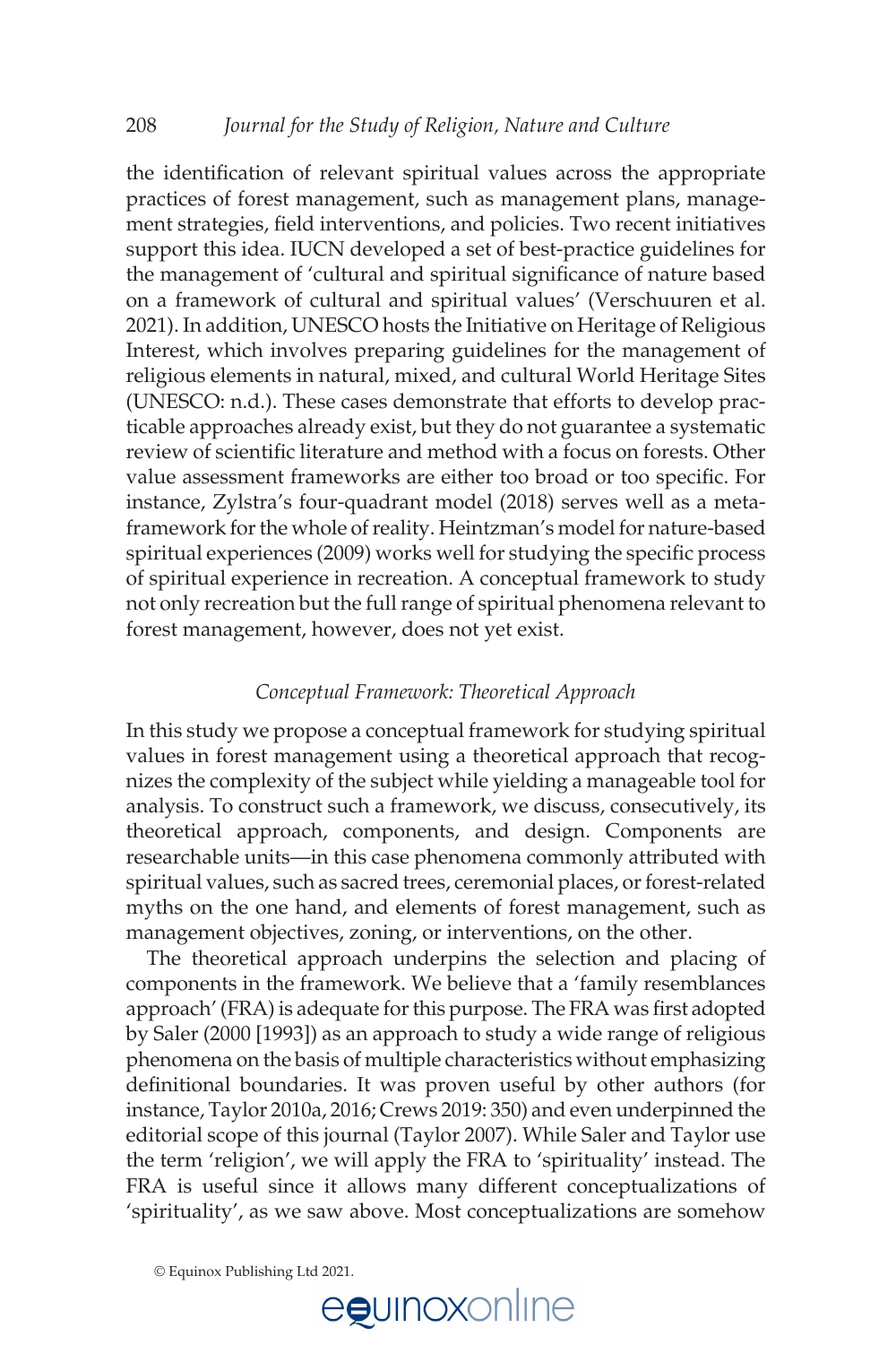the identification of relevant spiritual values across the appropriate practices of forest management, such as management plans, management strategies, field interventions, and policies. Two recent initiatives support this idea. IUCN developed a set of best-practice guidelines for the management of 'cultural and spiritual significance of nature based on a framework of cultural and spiritual values' (Verschuuren et al. 2021). In addition, UNESCO hosts the Initiative on Heritage of Religious Interest, which involves preparing guidelines for the management of religious elements in natural, mixed, and cultural World Heritage Sites (UNESCO: n.d.). These cases demonstrate that efforts to develop practicable approaches already exist, but they do not guarantee a systematic review of scientific literature and method with a focus on forests. Other value assessment frameworks are either too broad or too specific. For instance, Zylstra's four-quadrant model (2018) serves well as a meta-framework for the whole of reality. Heintzman's model for nature-based spiritual experiences (2009) works well for studying the specific process of spiritual experience in recreation. A conceptual framework to study not only recreation but the full range of spiritual phenomena relevant to forest management, however, does not yet exist.

### *Conceptual Framework: Theoretical Approach*

In this study we propose a conceptual framework for studying spiritual values in forest management using a theoretical approach that recognizes the complexity of the subject while yielding a manageable tool for analysis. To construct such a framework, we discuss, consecutively, its theoretical approach, components, and design. Components are researchable units—in this case phenomena commonly attributed with spiritual values, such as sacred trees, ceremonial places, or forest-related myths on the one hand, and elements of forest management, such as management objectives, zoning, or interventions, on the other.

The theoretical approach underpins the selection and placing of components in the framework. We believe that a 'family resemblances approach' (FRA) is adequate for this purpose. The FRA was first adopted by Saler (2000 [1993]) as an approach to study a wide range of religious phenomena on the basis of multiple characteristics without emphasizing definitional boundaries. It was proven useful by other authors (for instance, Taylor 2010a, 2016; Crews 2019: 350) and even underpinned the editorial scope of this journal (Taylor 2007). While Saler and Taylor use the term 'religion', we will apply the FRA to 'spirituality' instead. The FRA is useful since it allows many different conceptualizations of 'spirituality', as we saw above. Most conceptualizations are somehow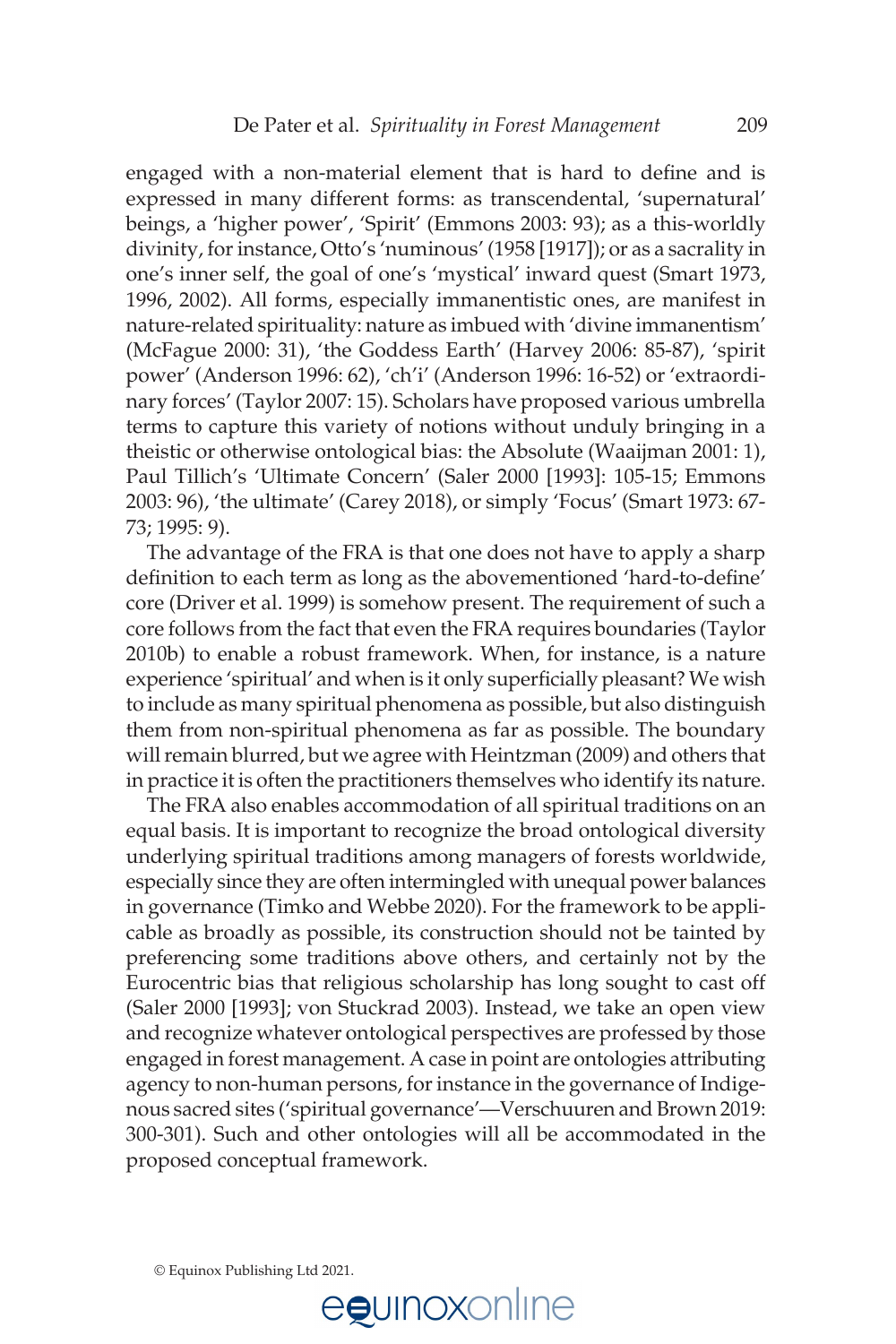engaged with a non-material element that is hard to define and is expressed in many different forms: as transcendental, 'supernatural' beings, a 'higher power', 'Spirit' (Emmons 2003: 93); as a this-worldly divinity, for instance, Otto's 'numinous' (1958 [1917]); or as a sacrality in one's inner self, the goal of one's 'mystical' inward quest (Smart 1973, 1996, 2002). All forms, especially immanentistic ones, are manifest in nature-related spirituality: nature as imbued with 'divine immanentism' (McFague 2000: 31), 'the Goddess Earth' (Harvey 2006: 85-87), 'spirit power' (Anderson 1996: 62), 'ch'i' (Anderson 1996: 16-52) or 'extraordinary forces' (Taylor 2007: 15). Scholars have proposed various umbrella terms to capture this variety of notions without unduly bringing in a theistic or otherwise ontological bias: the Absolute (Waaijman 2001: 1), Paul Tillich's 'Ultimate Concern' (Saler 2000 [1993]: 105-15; Emmons 2003: 96), 'the ultimate' (Carey 2018), or simply 'Focus' (Smart 1973: 67-73; 1995: 9).

The advantage of the FRA is that one does not have to apply a sharp definition to each term as long as the abovementioned 'hard-to-define' core (Driver et al. 1999) is somehow present. The requirement of such a core follows from the fact that even the FRA requires boundaries (Taylor 2010b) to enable a robust framework. When, for instance, is a nature experience 'spiritual' and when is it only superficially pleasant? We wish to include as many spiritual phenomena as possible, but also distinguish them from non-spiritual phenomena as far as possible. The boundary will remain blurred, but we agree with Heintzman (2009) and others that in practice it is often the practitioners themselves who identify its nature.

The FRA also enables accommodation of all spiritual traditions on an equal basis. It is important to recognize the broad ontological diversity underlying spiritual traditions among managers of forests worldwide, especially since they are often intermingled with unequal power balances in governance (Timko and Webbe 2020). For the framework to be applicable as broadly as possible, its construction should not be tainted by preferencing some traditions above others, and certainly not by the Eurocentric bias that religious scholarship has long sought to cast off (Saler 2000 [1993]; von Stuckrad 2003). Instead, we take an open view and recognize whatever ontological perspectives are professed by those engaged in forest management. A case in point are ontologies attributing agency to non-human persons, for instance in the governance of Indigenous sacred sites ('spiritual governance'—Verschuuren and Brown 2019: 300-301). Such and other ontologies will all be accommodated in the proposed conceptual framework.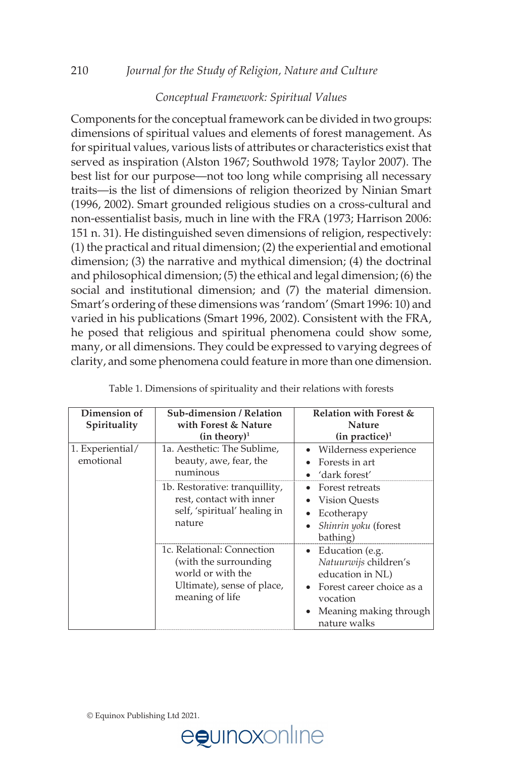### *Conceptual Framework: Spiritual Values*

Components for the conceptual framework can be divided in two groups: dimensions of spiritual values and elements of forest management. As for spiritual values, various lists of attributes or characteristics exist that served as inspiration (Alston 1967; Southwold 1978; Taylor 2007). The best list for our purpose—not too long while comprising all necessary traits—is the list of dimensions of religion theorized by Ninian Smart (1996, 2002). Smart grounded religious studies on a cross-cultural and non-essentialist basis, much in line with the FRA (1973; Harrison 2006: 151 n. 31). He distinguished seven dimensions of religion, respectively: (1) the practical and ritual dimension; (2) the experiential and emotional dimension; (3) the narrative and mythical dimension; (4) the doctrinal and philosophical dimension; (5) the ethical and legal dimension; (6) the social and institutional dimension; and (7) the material dimension. Smart's ordering of these dimensions was 'random' (Smart 1996: 10) and varied in his publications (Smart 1996, 2002). Consistent with the FRA, he posed that religious and spiritual phenomena could show some, many, or all dimensions. They could be expressed to varying degrees of clarity, and some phenomena could feature in more than one dimension.

Table 1. Dimensions of spirituality and their relations with forests

| Dimension of Spirituality | Sub-dimension / Relation with Forest & Nature (in theory)[1] | Relation with Forest & Nature (in practice)[1] |
|---|---|---|
| 1. Experiential/ emotional | 1a. Aesthetic: The Sublime, beauty, awe, fear, the numinous | • Wilderness experience<br>• Forests in art<br>• 'dark forest' |
| | 1b. Restorative: tranquillity, rest, contact with inner self, 'spiritual' healing in nature | • Forest retreats<br>• Vision Quests<br>• Ecotherapy<br>• *Shinrin yoku* (forest bathing) |
| | 1c. Relational: Connection (with the surrounding world or with the Ultimate), sense of place, meaning of life | • Education (e.g. *Natuurwijs* children's education in NL)<br>• Forest career choice as a vocation<br>• Meaning making through nature walks |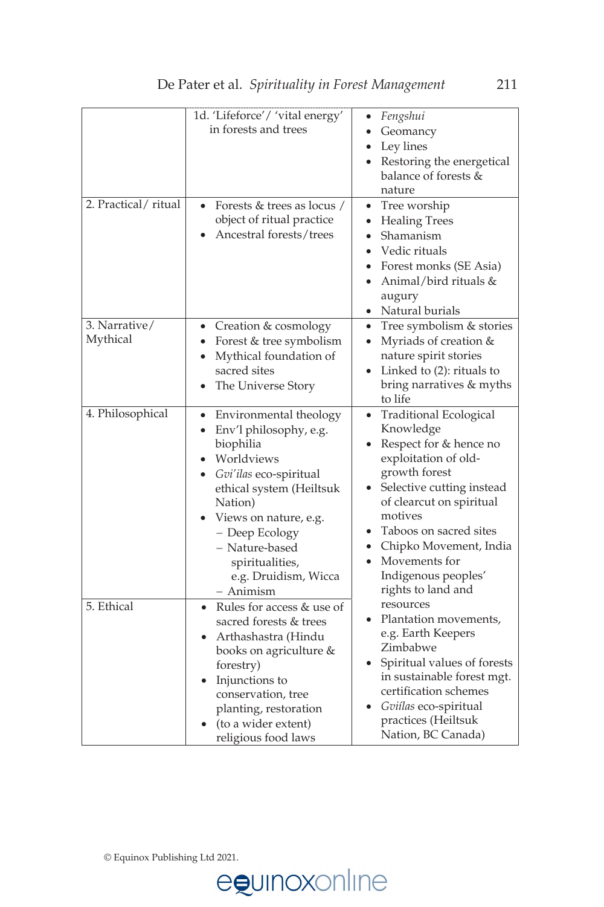| | | |
|---|---|---|
| | 1d. 'Lifeforce'/ 'vital energy' in forests and trees | • *Fengshui*<br>• Geomancy<br>• Ley lines<br>• Restoring the energetical balance of forests & nature |
| 2. Practical/ ritual | • Forests & trees as locus / object of ritual practice<br>• Ancestral forests/trees | • Tree worship<br>• Healing Trees<br>• Shamanism<br>• Vedic rituals<br>• Forest monks (SE Asia)<br>• Animal/bird rituals & augury<br>• Natural burials |
| 3. Narrative/ Mythical | • Creation & cosmology<br>• Forest & tree symbolism<br>• Mythical foundation of sacred sites<br>• The Universe Story | • Tree symbolism & stories<br>• Myriads of creation & nature spirit stories<br>• Linked to (2): rituals to bring narratives & myths to life |
| 4. Philosophical | • Environmental theology<br>• Env'l philosophy, e.g. biophilia<br>• Worldviews<br>• *Gvi'ilas* eco-spiritual ethical system (Heiltsuk Nation)<br>• Views on nature, e.g.<br>– Deep Ecology<br>– Nature-based spiritualities, e.g. Druidism, Wicca<br>– Animism | • Traditional Ecological Knowledge<br>• Respect for & hence no exploitation of old-growth forest<br>• Selective cutting instead of clearcut on spiritual motives<br>• Taboos on sacred sites<br>• Chipko Movement, India<br>• Movements for Indigenous peoples' rights to land and resources<br>• Plantation movements, e.g. Earth Keepers Zimbabwe<br>• Spiritual values of forests in sustainable forest mgt. certification schemes<br>• *Gviílas* eco-spiritual practices (Heiltsuk Nation, BC Canada) |
| 5. Ethical | • Rules for access & use of sacred forests & trees<br>• Arthashastra (Hindu books on agriculture & forestry)<br>• Injunctions to conservation, tree planting, restoration<br>• (to a wider extent) religious food laws | |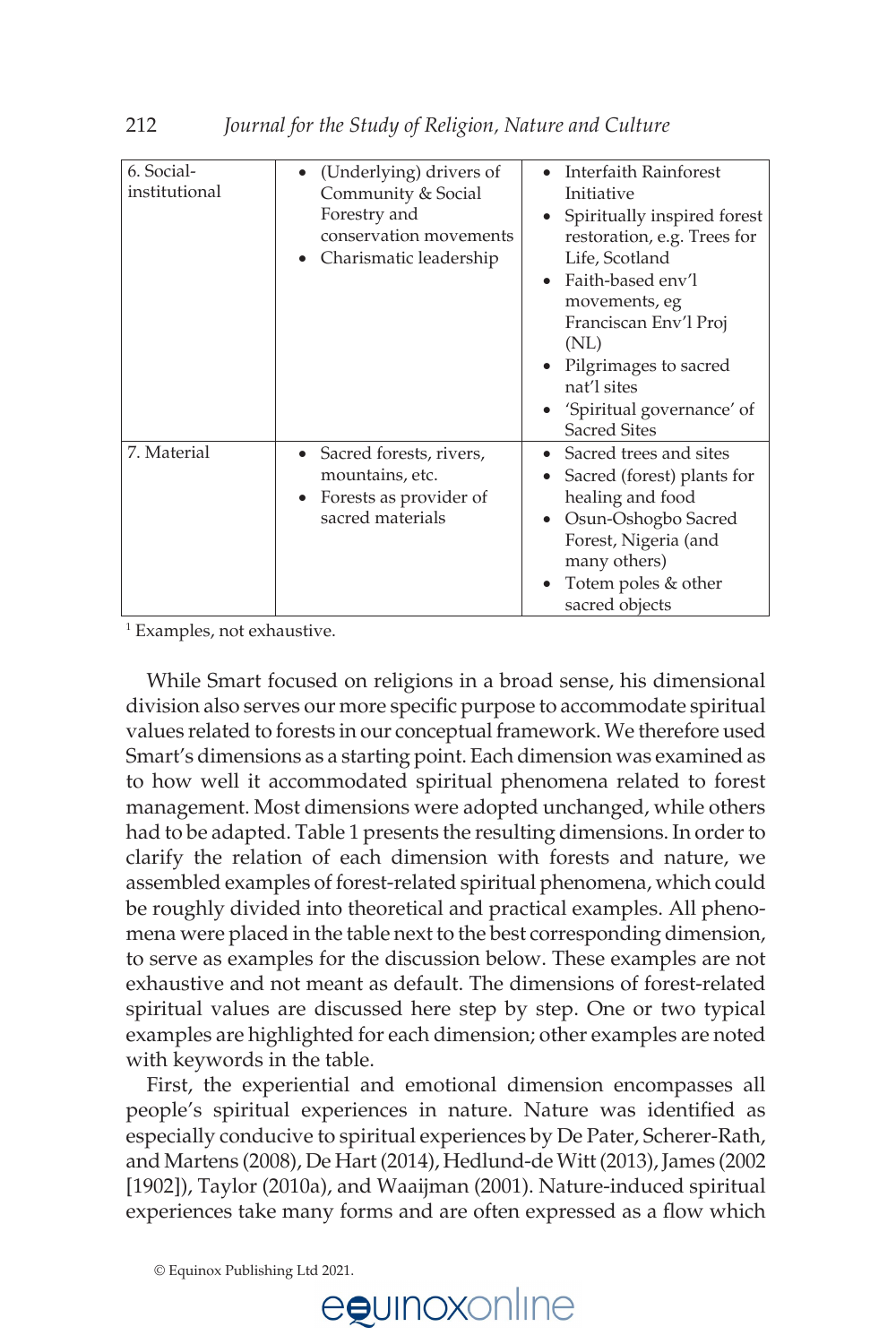| | | |
|---|---|---|
| 6. Social-institutional | • (Underlying) drivers of Community & Social Forestry and conservation movements<br>• Charismatic leadership | • Interfaith Rainforest Initiative<br>• Spiritually inspired forest restoration, e.g. Trees for Life, Scotland<br>• Faith-based env'l movements, eg Franciscan Env'l Proj (NL)<br>• Pilgrimages to sacred nat'l sites<br>• 'Spiritual governance' of Sacred Sites |
| 7. Material | • Sacred forests, rivers, mountains, etc.<br>• Forests as provider of sacred materials | • Sacred trees and sites<br>• Sacred (forest) plants for healing and food<br>• Osun-Oshogbo Sacred Forest, Nigeria (and many others)<br>• Totem poles & other sacred objects |

[1] Examples, not exhaustive.

While Smart focused on religions in a broad sense, his dimensional division also serves our more specific purpose to accommodate spiritual values related to forests in our conceptual framework. We therefore used Smart's dimensions as a starting point. Each dimension was examined as to how well it accommodated spiritual phenomena related to forest management. Most dimensions were adopted unchanged, while others had to be adapted. Table 1 presents the resulting dimensions. In order to clarify the relation of each dimension with forests and nature, we assembled examples of forest-related spiritual phenomena, which could be roughly divided into theoretical and practical examples. All phenomena were placed in the table next to the best corresponding dimension, to serve as examples for the discussion below. These examples are not exhaustive and not meant as default. The dimensions of forest-related spiritual values are discussed here step by step. One or two typical examples are highlighted for each dimension; other examples are noted with keywords in the table.

First, the experiential and emotional dimension encompasses all people's spiritual experiences in nature. Nature was identified as especially conducive to spiritual experiences by De Pater, Scherer-Rath, and Martens (2008), De Hart (2014), Hedlund-de Witt (2013), James (2002 [1902]), Taylor (2010a), and Waaijman (2001). Nature-induced spiritual experiences take many forms and are often expressed as a flow which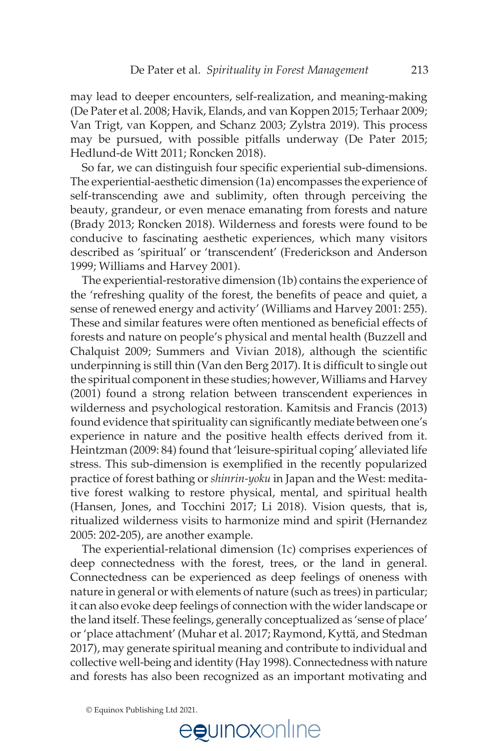may lead to deeper encounters, self-realization, and meaning-making (De Pater et al. 2008; Havik, Elands, and van Koppen 2015; Terhaar 2009; Van Trigt, van Koppen, and Schanz 2003; Zylstra 2019). This process may be pursued, with possible pitfalls underway (De Pater 2015; Hedlund-de Witt 2011; Roncken 2018).

So far, we can distinguish four specific experiential sub-dimensions. The experiential-aesthetic dimension (1a) encompasses the experience of self-transcending awe and sublimity, often through perceiving the beauty, grandeur, or even menace emanating from forests and nature (Brady 2013; Roncken 2018). Wilderness and forests were found to be conducive to fascinating aesthetic experiences, which many visitors described as 'spiritual' or 'transcendent' (Frederickson and Anderson 1999; Williams and Harvey 2001).

The experiential-restorative dimension (1b) contains the experience of the 'refreshing quality of the forest, the benefits of peace and quiet, a sense of renewed energy and activity' (Williams and Harvey 2001: 255). These and similar features were often mentioned as beneficial effects of forests and nature on people's physical and mental health (Buzzell and Chalquist 2009; Summers and Vivian 2018), although the scientific underpinning is still thin (Van den Berg 2017). It is difficult to single out the spiritual component in these studies; however, Williams and Harvey (2001) found a strong relation between transcendent experiences in wilderness and psychological restoration. Kamitsis and Francis (2013) found evidence that spirituality can significantly mediate between one's experience in nature and the positive health effects derived from it. Heintzman (2009: 84) found that 'leisure-spiritual coping' alleviated life stress. This sub-dimension is exemplified in the recently popularized practice of forest bathing or *shinrin-yoku* in Japan and the West: meditative forest walking to restore physical, mental, and spiritual health (Hansen, Jones, and Tocchini 2017; Li 2018). Vision quests, that is, ritualized wilderness visits to harmonize mind and spirit (Hernandez 2005: 202-205), are another example.

The experiential-relational dimension (1c) comprises experiences of deep connectedness with the forest, trees, or the land in general. Connectedness can be experienced as deep feelings of oneness with nature in general or with elements of nature (such as trees) in particular; it can also evoke deep feelings of connection with the wider landscape or the land itself. These feelings, generally conceptualized as 'sense of place' or 'place attachment' (Muhar et al. 2017; Raymond, Kyttä, and Stedman 2017), may generate spiritual meaning and contribute to individual and collective well-being and identity (Hay 1998). Connectedness with nature and forests has also been recognized as an important motivating and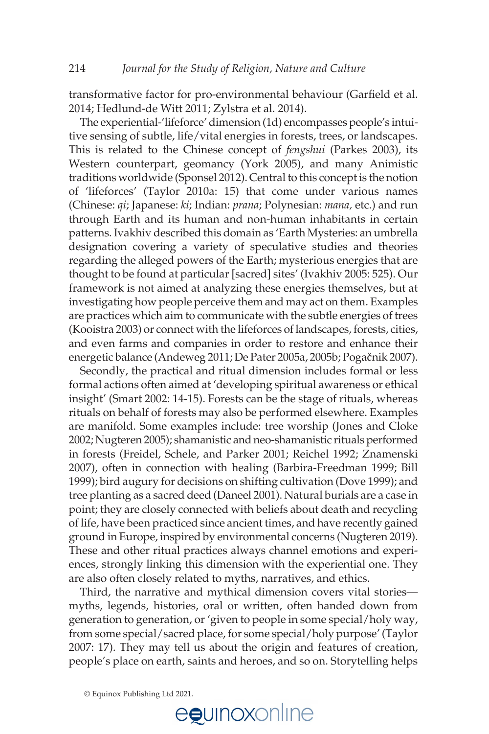transformative factor for pro-environmental behaviour (Garfield et al. 2014; Hedlund-de Witt 2011; Zylstra et al. 2014).

The experiential-'lifeforce' dimension (1d) encompasses people's intuitive sensing of subtle, life/vital energies in forests, trees, or landscapes. This is related to the Chinese concept of *fengshui* (Parkes 2003), its Western counterpart, geomancy (York 2005), and many Animistic traditions worldwide (Sponsel 2012). Central to this concept is the notion of 'lifeforces' (Taylor 2010a: 15) that come under various names (Chinese: *qi*; Japanese: *ki*; Indian: *prana*; Polynesian: *mana*, etc.) and run through Earth and its human and non-human inhabitants in certain patterns. Ivakhiv described this domain as 'Earth Mysteries: an umbrella designation covering a variety of speculative studies and theories regarding the alleged powers of the Earth; mysterious energies that are thought to be found at particular [sacred] sites' (Ivakhiv 2005: 525). Our framework is not aimed at analyzing these energies themselves, but at investigating how people perceive them and may act on them. Examples are practices which aim to communicate with the subtle energies of trees (Kooistra 2003) or connect with the lifeforces of landscapes, forests, cities, and even farms and companies in order to restore and enhance their energetic balance (Andeweg 2011; De Pater 2005a, 2005b; Pogačnik 2007).

Secondly, the practical and ritual dimension includes formal or less formal actions often aimed at 'developing spiritual awareness or ethical insight' (Smart 2002: 14-15). Forests can be the stage of rituals, whereas rituals on behalf of forests may also be performed elsewhere. Examples are manifold. Some examples include: tree worship (Jones and Cloke 2002; Nugteren 2005); shamanistic and neo-shamanistic rituals performed in forests (Freidel, Schele, and Parker 2001; Reichel 1992; Znamenski 2007), often in connection with healing (Barbira-Freedman 1999; Bill 1999); bird augury for decisions on shifting cultivation (Dove 1999); and tree planting as a sacred deed (Daneel 2001). Natural burials are a case in point; they are closely connected with beliefs about death and recycling of life, have been practiced since ancient times, and have recently gained ground in Europe, inspired by environmental concerns (Nugteren 2019). These and other ritual practices always channel emotions and experiences, strongly linking this dimension with the experiential one. They are also often closely related to myths, narratives, and ethics.

Third, the narrative and mythical dimension covers vital stories—myths, legends, histories, oral or written, often handed down from generation to generation, or 'given to people in some special/holy way, from some special/sacred place, for some special/holy purpose' (Taylor 2007: 17). They may tell us about the origin and features of creation, people's place on earth, saints and heroes, and so on. Storytelling helps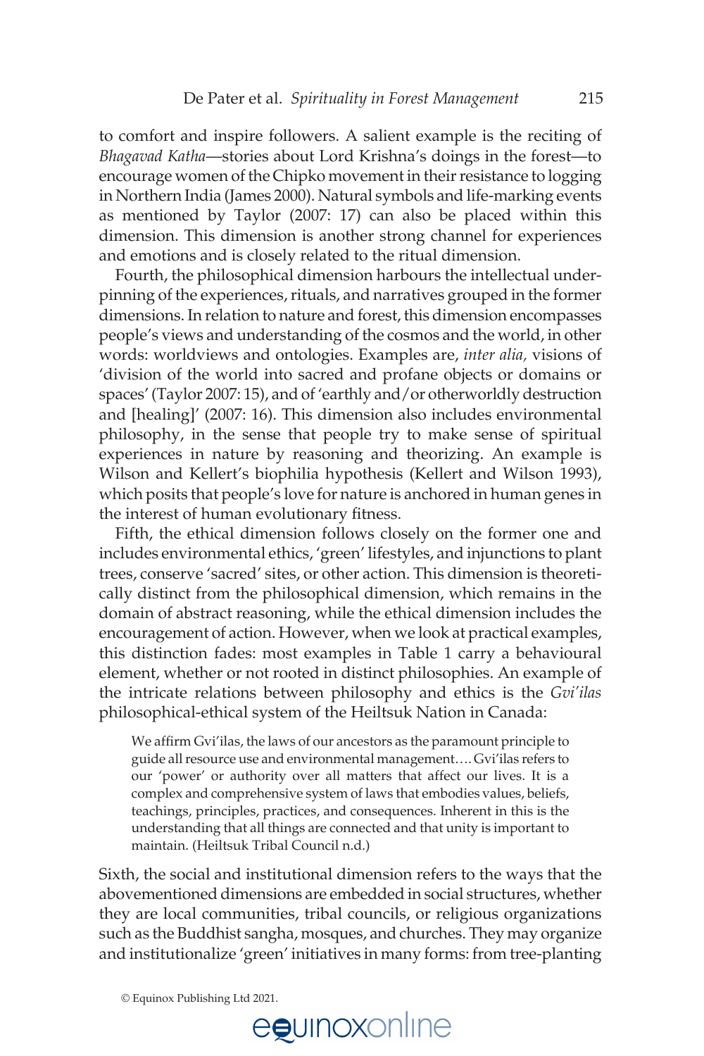to comfort and inspire followers. A salient example is the reciting of *Bhagavad Katha*—stories about Lord Krishna's doings in the forest—to encourage women of the Chipko movement in their resistance to logging in Northern India (James 2000). Natural symbols and life-marking events as mentioned by Taylor (2007: 17) can also be placed within this dimension. This dimension is another strong channel for experiences and emotions and is closely related to the ritual dimension.

Fourth, the philosophical dimension harbours the intellectual underpinning of the experiences, rituals, and narratives grouped in the former dimensions. In relation to nature and forest, this dimension encompasses people's views and understanding of the cosmos and the world, in other words: worldviews and ontologies. Examples are, *inter alia,* visions of 'division of the world into sacred and profane objects or domains or spaces' (Taylor 2007: 15), and of 'earthly and/or otherworldly destruction and [healing]' (2007: 16). This dimension also includes environmental philosophy, in the sense that people try to make sense of spiritual experiences in nature by reasoning and theorizing. An example is Wilson and Kellert's biophilia hypothesis (Kellert and Wilson 1993), which posits that people's love for nature is anchored in human genes in the interest of human evolutionary fitness.

Fifth, the ethical dimension follows closely on the former one and includes environmental ethics, 'green' lifestyles, and injunctions to plant trees, conserve 'sacred' sites, or other action. This dimension is theoretically distinct from the philosophical dimension, which remains in the domain of abstract reasoning, while the ethical dimension includes the encouragement of action. However, when we look at practical examples, this distinction fades: most examples in Table 1 carry a behavioural element, whether or not rooted in distinct philosophies. An example of the intricate relations between philosophy and ethics is the *Gvi'ilas* philosophical-ethical system of the Heiltsuk Nation in Canada:

> We affirm Gvi'ilas, the laws of our ancestors as the paramount principle to guide all resource use and environmental management.... Gvi'ilas refers to our 'power' or authority over all matters that affect our lives. It is a complex and comprehensive system of laws that embodies values, beliefs, teachings, principles, practices, and consequences. Inherent in this is the understanding that all things are connected and that unity is important to maintain. (Heiltsuk Tribal Council n.d.)

Sixth, the social and institutional dimension refers to the ways that the abovementioned dimensions are embedded in social structures, whether they are local communities, tribal councils, or religious organizations such as the Buddhist sangha, mosques, and churches. They may organize and institutionalize 'green' initiatives in many forms: from tree-planting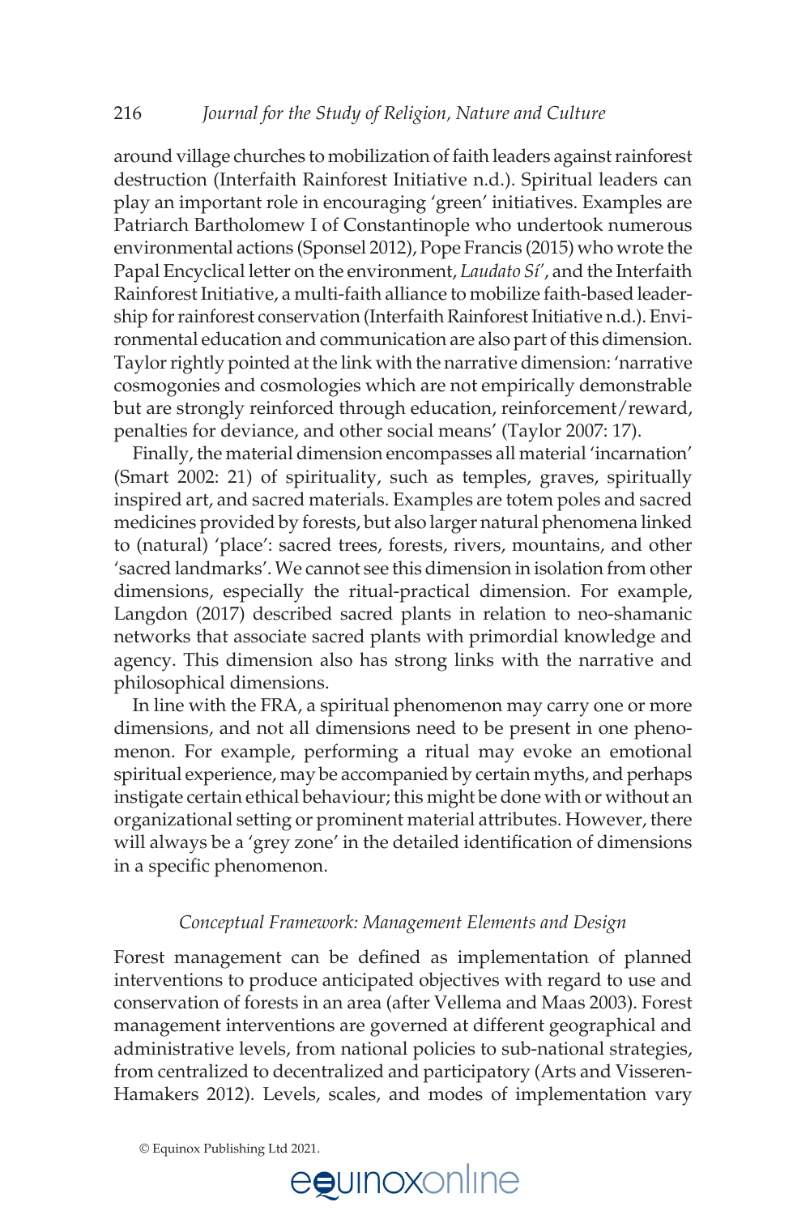around village churches to mobilization of faith leaders against rainforest destruction (Interfaith Rainforest Initiative n.d.). Spiritual leaders can play an important role in encouraging 'green' initiatives. Examples are Patriarch Bartholomew I of Constantinople who undertook numerous environmental actions (Sponsel 2012), Pope Francis (2015) who wrote the Papal Encyclical letter on the environment, *Laudato Sí'*, and the Interfaith Rainforest Initiative, a multi-faith alliance to mobilize faith-based leadership for rainforest conservation (Interfaith Rainforest Initiative n.d.). Environmental education and communication are also part of this dimension. Taylor rightly pointed at the link with the narrative dimension: 'narrative cosmogonies and cosmologies which are not empirically demonstrable but are strongly reinforced through education, reinforcement/reward, penalties for deviance, and other social means' (Taylor 2007: 17).

Finally, the material dimension encompasses all material 'incarnation' (Smart 2002: 21) of spirituality, such as temples, graves, spiritually inspired art, and sacred materials. Examples are totem poles and sacred medicines provided by forests, but also larger natural phenomena linked to (natural) 'place': sacred trees, forests, rivers, mountains, and other 'sacred landmarks'. We cannot see this dimension in isolation from other dimensions, especially the ritual-practical dimension. For example, Langdon (2017) described sacred plants in relation to neo-shamanic networks that associate sacred plants with primordial knowledge and agency. This dimension also has strong links with the narrative and philosophical dimensions.

In line with the FRA, a spiritual phenomenon may carry one or more dimensions, and not all dimensions need to be present in one phenomenon. For example, performing a ritual may evoke an emotional spiritual experience, may be accompanied by certain myths, and perhaps instigate certain ethical behaviour; this might be done with or without an organizational setting or prominent material attributes. However, there will always be a 'grey zone' in the detailed identification of dimensions in a specific phenomenon.

### *Conceptual Framework: Management Elements and Design*

Forest management can be defined as implementation of planned interventions to produce anticipated objectives with regard to use and conservation of forests in an area (after Vellema and Maas 2003). Forest management interventions are governed at different geographical and administrative levels, from national policies to sub-national strategies, from centralized to decentralized and participatory (Arts and Visseren-Hamakers 2012). Levels, scales, and modes of implementation vary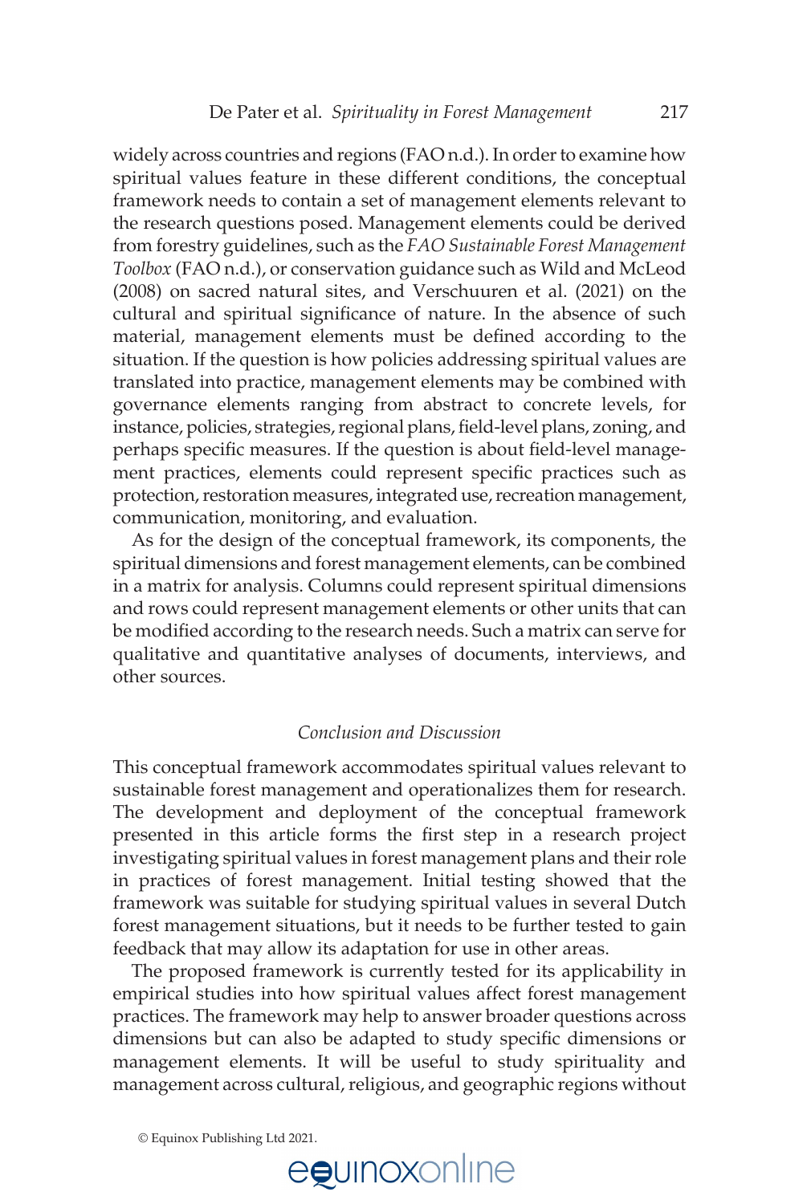widely across countries and regions (FAO n.d.). In order to examine how spiritual values feature in these different conditions, the conceptual framework needs to contain a set of management elements relevant to the research questions posed. Management elements could be derived from forestry guidelines, such as the *FAO Sustainable Forest Management Toolbox* (FAO n.d.), or conservation guidance such as Wild and McLeod (2008) on sacred natural sites, and Verschuuren et al. (2021) on the cultural and spiritual significance of nature. In the absence of such material, management elements must be defined according to the situation. If the question is how policies addressing spiritual values are translated into practice, management elements may be combined with governance elements ranging from abstract to concrete levels, for instance, policies, strategies, regional plans, field-level plans, zoning, and perhaps specific measures. If the question is about field-level management practices, elements could represent specific practices such as protection, restoration measures, integrated use, recreation management, communication, monitoring, and evaluation.

As for the design of the conceptual framework, its components, the spiritual dimensions and forest management elements, can be combined in a matrix for analysis. Columns could represent spiritual dimensions and rows could represent management elements or other units that can be modified according to the research needs. Such a matrix can serve for qualitative and quantitative analyses of documents, interviews, and other sources.

## *Conclusion and Discussion*

This conceptual framework accommodates spiritual values relevant to sustainable forest management and operationalizes them for research. The development and deployment of the conceptual framework presented in this article forms the first step in a research project investigating spiritual values in forest management plans and their role in practices of forest management. Initial testing showed that the framework was suitable for studying spiritual values in several Dutch forest management situations, but it needs to be further tested to gain feedback that may allow its adaptation for use in other areas.

The proposed framework is currently tested for its applicability in empirical studies into how spiritual values affect forest management practices. The framework may help to answer broader questions across dimensions but can also be adapted to study specific dimensions or management elements. It will be useful to study spirituality and management across cultural, religious, and geographic regions without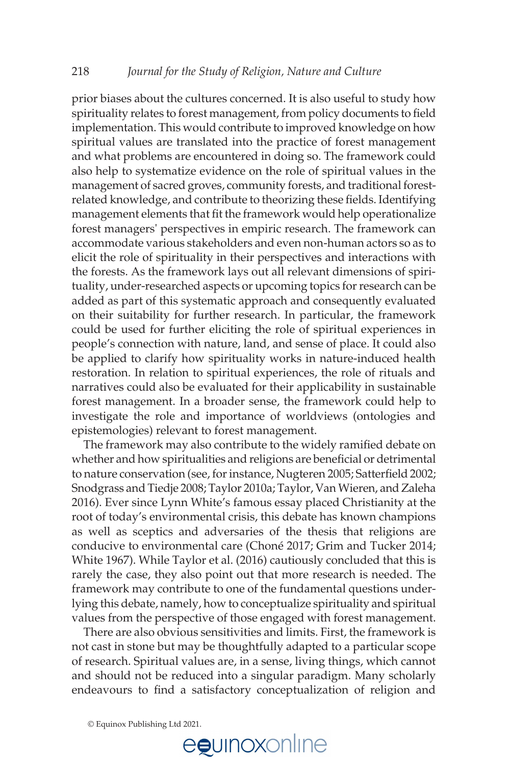prior biases about the cultures concerned. It is also useful to study how spirituality relates to forest management, from policy documents to field implementation. This would contribute to improved knowledge on how spiritual values are translated into the practice of forest management and what problems are encountered in doing so. The framework could also help to systematize evidence on the role of spiritual values in the management of sacred groves, community forests, and traditional forest-related knowledge, and contribute to theorizing these fields. Identifying management elements that fit the framework would help operationalize forest managers' perspectives in empiric research. The framework can accommodate various stakeholders and even non-human actors so as to elicit the role of spirituality in their perspectives and interactions with the forests. As the framework lays out all relevant dimensions of spirituality, under-researched aspects or upcoming topics for research can be added as part of this systematic approach and consequently evaluated on their suitability for further research. In particular, the framework could be used for further eliciting the role of spiritual experiences in people's connection with nature, land, and sense of place. It could also be applied to clarify how spirituality works in nature-induced health restoration. In relation to spiritual experiences, the role of rituals and narratives could also be evaluated for their applicability in sustainable forest management. In a broader sense, the framework could help to investigate the role and importance of worldviews (ontologies and epistemologies) relevant to forest management.

The framework may also contribute to the widely ramified debate on whether and how spiritualities and religions are beneficial or detrimental to nature conservation (see, for instance, Nugteren 2005; Satterfield 2002; Snodgrass and Tiedje 2008; Taylor 2010a; Taylor, Van Wieren, and Zaleha 2016). Ever since Lynn White's famous essay placed Christianity at the root of today's environmental crisis, this debate has known champions as well as sceptics and adversaries of the thesis that religions are conducive to environmental care (Choné 2017; Grim and Tucker 2014; White 1967). While Taylor et al. (2016) cautiously concluded that this is rarely the case, they also point out that more research is needed. The framework may contribute to one of the fundamental questions underlying this debate, namely, how to conceptualize spirituality and spiritual values from the perspective of those engaged with forest management.

There are also obvious sensitivities and limits. First, the framework is not cast in stone but may be thoughtfully adapted to a particular scope of research. Spiritual values are, in a sense, living things, which cannot and should not be reduced into a singular paradigm. Many scholarly endeavours to find a satisfactory conceptualization of religion and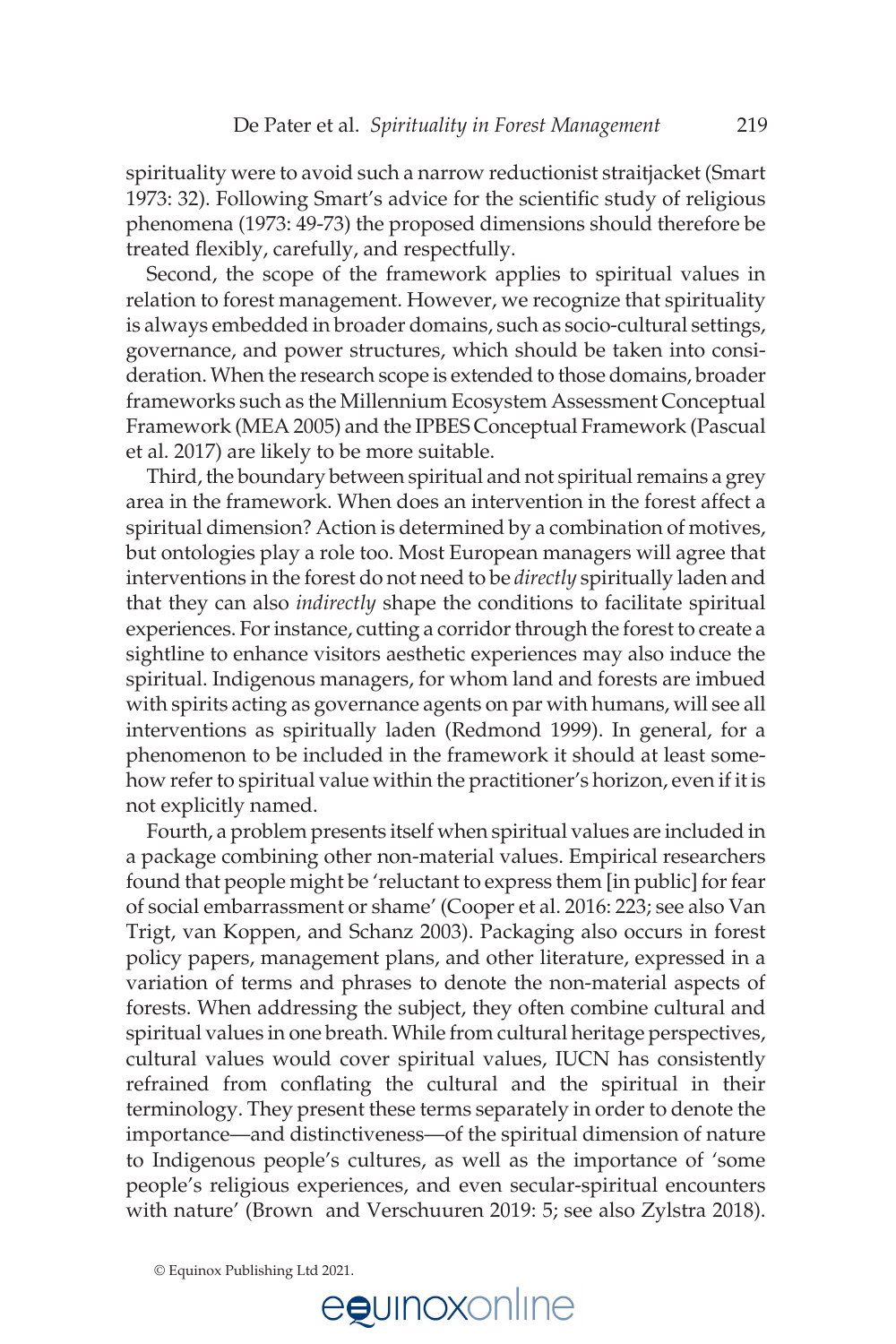spirituality were to avoid such a narrow reductionist straitjacket (Smart 1973: 32). Following Smart's advice for the scientific study of religious phenomena (1973: 49-73) the proposed dimensions should therefore be treated flexibly, carefully, and respectfully.

Second, the scope of the framework applies to spiritual values in relation to forest management. However, we recognize that spirituality is always embedded in broader domains, such as socio-cultural settings, governance, and power structures, which should be taken into consideration. When the research scope is extended to those domains, broader frameworks such as the Millennium Ecosystem Assessment Conceptual Framework (MEA 2005) and the IPBES Conceptual Framework (Pascual et al. 2017) are likely to be more suitable.

Third, the boundary between spiritual and not spiritual remains a grey area in the framework. When does an intervention in the forest affect a spiritual dimension? Action is determined by a combination of motives, but ontologies play a role too. Most European managers will agree that interventions in the forest do not need to be *directly* spiritually laden and that they can also *indirectly* shape the conditions to facilitate spiritual experiences. For instance, cutting a corridor through the forest to create a sightline to enhance visitors aesthetic experiences may also induce the spiritual. Indigenous managers, for whom land and forests are imbued with spirits acting as governance agents on par with humans, will see all interventions as spiritually laden (Redmond 1999). In general, for a phenomenon to be included in the framework it should at least somehow refer to spiritual value within the practitioner's horizon, even if it is not explicitly named.

Fourth, a problem presents itself when spiritual values are included in a package combining other non-material values. Empirical researchers found that people might be 'reluctant to express them [in public] for fear of social embarrassment or shame' (Cooper et al. 2016: 223; see also Van Trigt, van Koppen, and Schanz 2003). Packaging also occurs in forest policy papers, management plans, and other literature, expressed in a variation of terms and phrases to denote the non-material aspects of forests. When addressing the subject, they often combine cultural and spiritual values in one breath. While from cultural heritage perspectives, cultural values would cover spiritual values, IUCN has consistently refrained from conflating the cultural and the spiritual in their terminology. They present these terms separately in order to denote the importance—and distinctiveness—of the spiritual dimension of nature to Indigenous people's cultures, as well as the importance of 'some people's religious experiences, and even secular-spiritual encounters with nature' (Brown and Verschuuren 2019: 5; see also Zylstra 2018).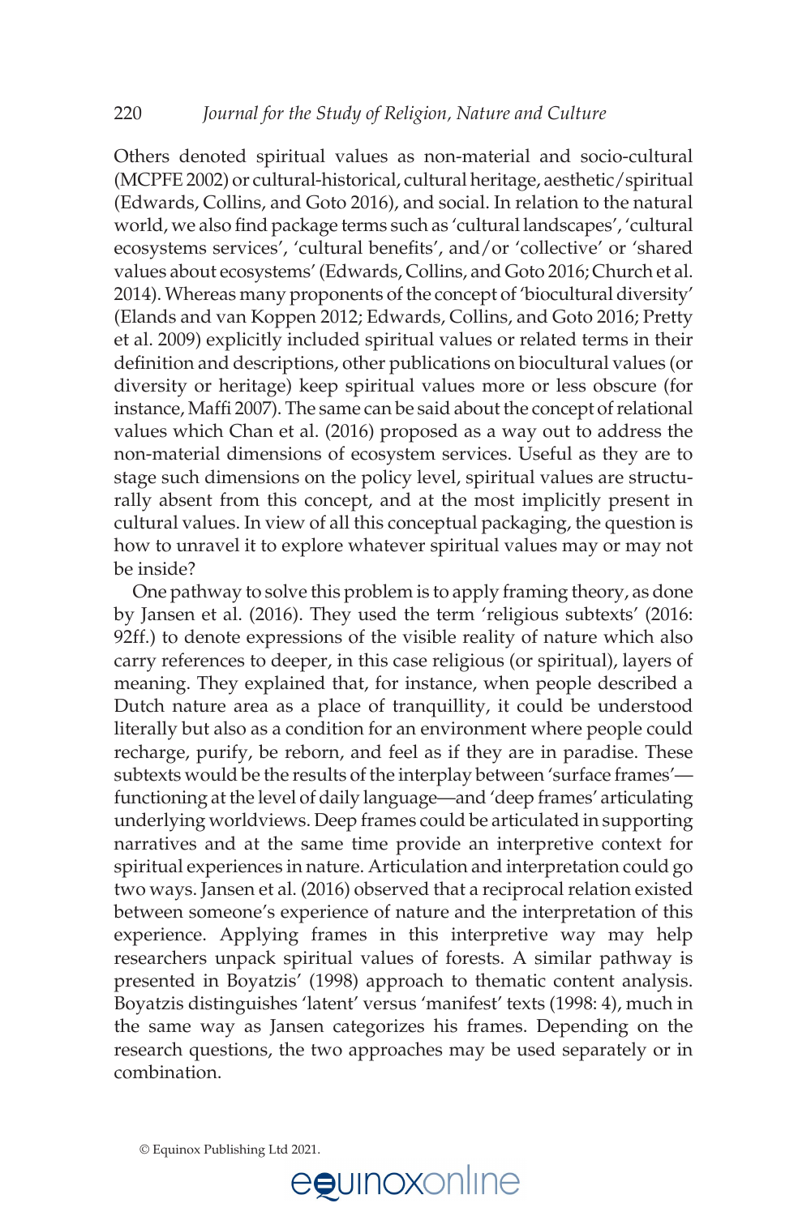Others denoted spiritual values as non-material and socio-cultural (MCPFE 2002) or cultural-historical, cultural heritage, aesthetic/spiritual (Edwards, Collins, and Goto 2016), and social. In relation to the natural world, we also find package terms such as 'cultural landscapes', 'cultural ecosystems services', 'cultural benefits', and/or 'collective' or 'shared values about ecosystems' (Edwards, Collins, and Goto 2016; Church et al. 2014). Whereas many proponents of the concept of 'biocultural diversity' (Elands and van Koppen 2012; Edwards, Collins, and Goto 2016; Pretty et al. 2009) explicitly included spiritual values or related terms in their definition and descriptions, other publications on biocultural values (or diversity or heritage) keep spiritual values more or less obscure (for instance, Maffi 2007). The same can be said about the concept of relational values which Chan et al. (2016) proposed as a way out to address the non-material dimensions of ecosystem services. Useful as they are to stage such dimensions on the policy level, spiritual values are structurally absent from this concept, and at the most implicitly present in cultural values. In view of all this conceptual packaging, the question is how to unravel it to explore whatever spiritual values may or may not be inside?

One pathway to solve this problem is to apply framing theory, as done by Jansen et al. (2016). They used the term 'religious subtexts' (2016: 92ff.) to denote expressions of the visible reality of nature which also carry references to deeper, in this case religious (or spiritual), layers of meaning. They explained that, for instance, when people described a Dutch nature area as a place of tranquillity, it could be understood literally but also as a condition for an environment where people could recharge, purify, be reborn, and feel as if they are in paradise. These subtexts would be the results of the interplay between 'surface frames'—functioning at the level of daily language—and 'deep frames' articulating underlying worldviews. Deep frames could be articulated in supporting narratives and at the same time provide an interpretive context for spiritual experiences in nature. Articulation and interpretation could go two ways. Jansen et al. (2016) observed that a reciprocal relation existed between someone's experience of nature and the interpretation of this experience. Applying frames in this interpretive way may help researchers unpack spiritual values of forests. A similar pathway is presented in Boyatzis' (1998) approach to thematic content analysis. Boyatzis distinguishes 'latent' versus 'manifest' texts (1998: 4), much in the same way as Jansen categorizes his frames. Depending on the research questions, the two approaches may be used separately or in combination.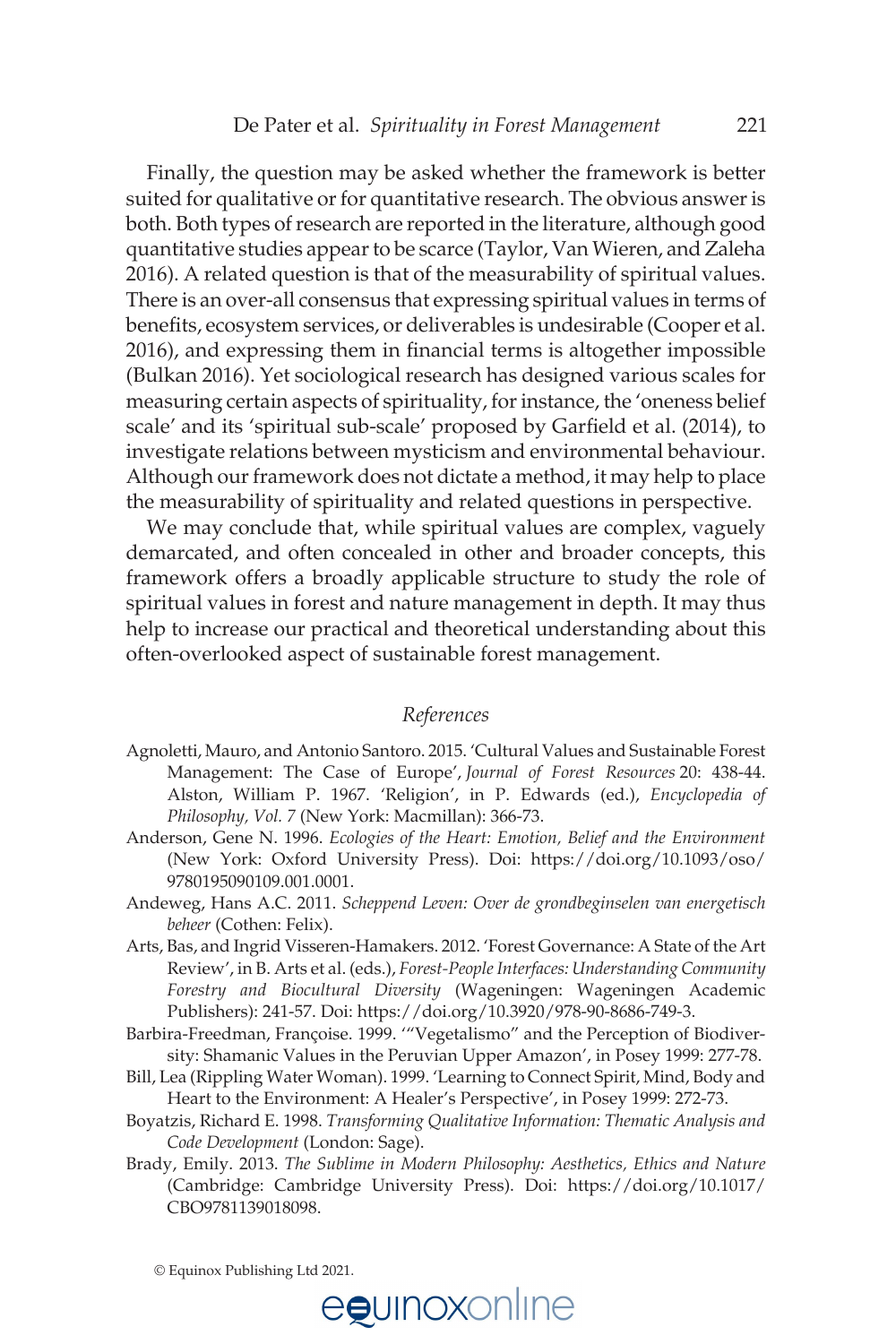Finally, the question may be asked whether the framework is better suited for qualitative or for quantitative research. The obvious answer is both. Both types of research are reported in the literature, although good quantitative studies appear to be scarce (Taylor, Van Wieren, and Zaleha 2016). A related question is that of the measurability of spiritual values. There is an over-all consensus that expressing spiritual values in terms of benefits, ecosystem services, or deliverables is undesirable (Cooper et al. 2016), and expressing them in financial terms is altogether impossible (Bulkan 2016). Yet sociological research has designed various scales for measuring certain aspects of spirituality, for instance, the 'oneness belief scale' and its 'spiritual sub-scale' proposed by Garfield et al. (2014), to investigate relations between mysticism and environmental behaviour. Although our framework does not dictate a method, it may help to place the measurability of spirituality and related questions in perspective.

We may conclude that, while spiritual values are complex, vaguely demarcated, and often concealed in other and broader concepts, this framework offers a broadly applicable structure to study the role of spiritual values in forest and nature management in depth. It may thus help to increase our practical and theoretical understanding about this often-overlooked aspect of sustainable forest management.

## *References*

Agnoletti, Mauro, and Antonio Santoro. 2015. 'Cultural Values and Sustainable Forest Management: The Case of Europe', *Journal of Forest Resources* 20: 438-44. Alston, William P. 1967. 'Religion', in P. Edwards (ed.), *Encyclopedia of Philosophy, Vol. 7* (New York: Macmillan): 366-73.

Anderson, Gene N. 1996. *Ecologies of the Heart: Emotion, Belief and the Environment* (New York: Oxford University Press). Doi: https://doi.org/10.1093/oso/9780195090109.001.0001.

Andeweg, Hans A.C. 2011. *Scheppend Leven: Over de grondbeginselen van energetisch beheer* (Cothen: Felix).

Arts, Bas, and Ingrid Visseren-Hamakers. 2012. 'Forest Governance: A State of the Art Review', in B. Arts et al. (eds.), *Forest-People Interfaces: Understanding Community Forestry and Biocultural Diversity* (Wageningen: Wageningen Academic Publishers): 241-57. Doi: https://doi.org/10.3920/978-90-8686-749-3.

Barbira-Freedman, Françoise. 1999. '"Vegetalismo" and the Perception of Biodiversity: Shamanic Values in the Peruvian Upper Amazon', in Posey 1999: 277-78.

Bill, Lea (Rippling Water Woman). 1999. 'Learning to Connect Spirit, Mind, Body and Heart to the Environment: A Healer's Perspective', in Posey 1999: 272-73.

Boyatzis, Richard E. 1998. *Transforming Qualitative Information: Thematic Analysis and Code Development* (London: Sage).

Brady, Emily. 2013. *The Sublime in Modern Philosophy: Aesthetics, Ethics and Nature* (Cambridge: Cambridge University Press). Doi: https://doi.org/10.1017/CBO9781139018098.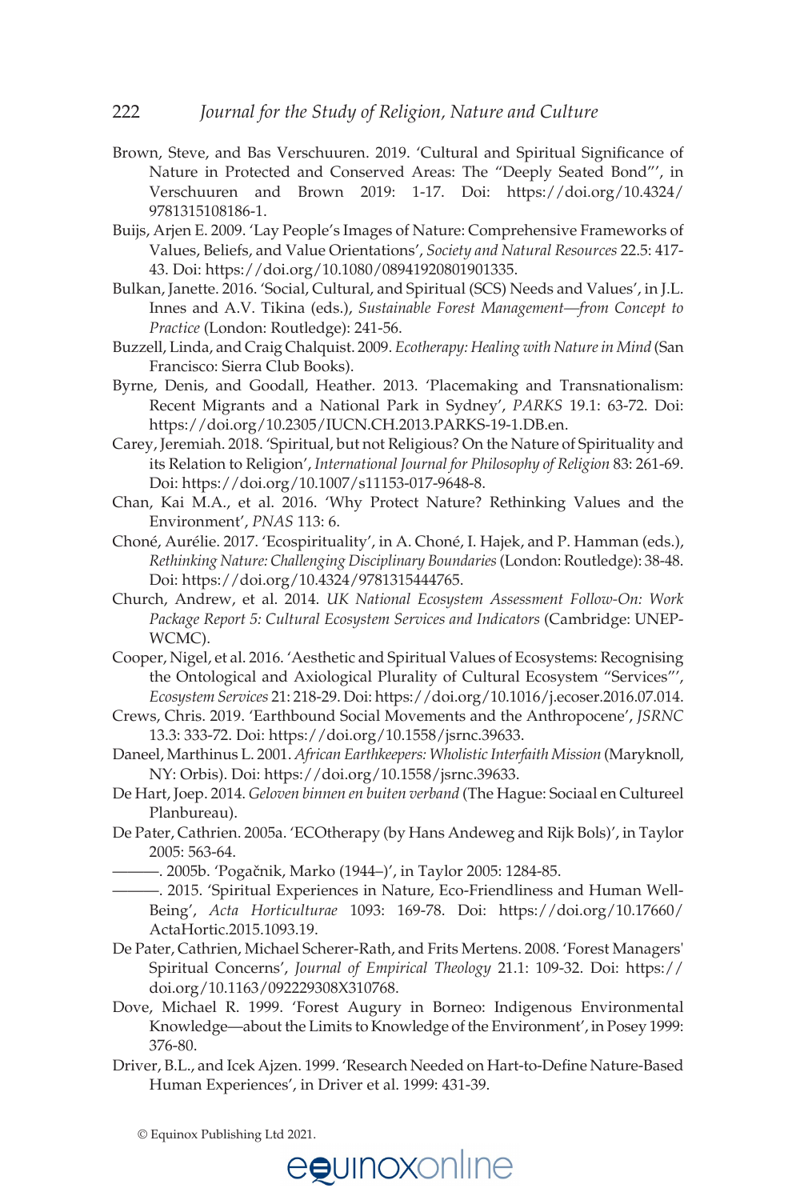Brown, Steve, and Bas Verschuuren. 2019. 'Cultural and Spiritual Significance of Nature in Protected and Conserved Areas: The "Deeply Seated Bond"', in Verschuuren and Brown 2019: 1-17. Doi: https://doi.org/10.4324/9781315108186-1.

Buijs, Arjen E. 2009. 'Lay People's Images of Nature: Comprehensive Frameworks of Values, Beliefs, and Value Orientations', *Society and Natural Resources* 22.5: 417-43. Doi: https://doi.org/10.1080/08941920801901335.

Bulkan, Janette. 2016. 'Social, Cultural, and Spiritual (SCS) Needs and Values', in J.L. Innes and A.V. Tikina (eds.), *Sustainable Forest Management—from Concept to Practice* (London: Routledge): 241-56.

Buzzell, Linda, and Craig Chalquist. 2009. *Ecotherapy: Healing with Nature in Mind* (San Francisco: Sierra Club Books).

Byrne, Denis, and Goodall, Heather. 2013. 'Placemaking and Transnationalism: Recent Migrants and a National Park in Sydney', *PARKS* 19.1: 63-72. Doi: https://doi.org/10.2305/IUCN.CH.2013.PARKS-19-1.DB.en.

Carey, Jeremiah. 2018. 'Spiritual, but not Religious? On the Nature of Spirituality and its Relation to Religion', *International Journal for Philosophy of Religion* 83: 261-69. Doi: https://doi.org/10.1007/s11153-017-9648-8.

Chan, Kai M.A., et al. 2016. 'Why Protect Nature? Rethinking Values and the Environment', *PNAS* 113: 6.

Choné, Aurélie. 2017. 'Ecospirituality', in A. Choné, I. Hajek, and P. Hamman (eds.), *Rethinking Nature: Challenging Disciplinary Boundaries* (London: Routledge): 38-48. Doi: https://doi.org/10.4324/9781315444765.

Church, Andrew, et al. 2014. *UK National Ecosystem Assessment Follow-On: Work Package Report 5: Cultural Ecosystem Services and Indicators* (Cambridge: UNEP-WCMC).

Cooper, Nigel, et al. 2016. 'Aesthetic and Spiritual Values of Ecosystems: Recognising the Ontological and Axiological Plurality of Cultural Ecosystem "Services"', *Ecosystem Services* 21: 218-29. Doi: https://doi.org/10.1016/j.ecoser.2016.07.014.

Crews, Chris. 2019. 'Earthbound Social Movements and the Anthropocene', *JSRNC* 13.3: 333-72. Doi: https://doi.org/10.1558/jsrnc.39633.

Daneel, Marthinus L. 2001. *African Earthkeepers: Wholistic Interfaith Mission* (Maryknoll, NY: Orbis). Doi: https://doi.org/10.1558/jsrnc.39633.

De Hart, Joep. 2014. *Geloven binnen en buiten verband* (The Hague: Sociaal en Cultureel Planbureau).

De Pater, Cathrien. 2005a. 'ECOtherapy (by Hans Andeweg and Rijk Bols)', in Taylor 2005: 563-64.

———. 2005b. 'Pogačnik, Marko (1944–)', in Taylor 2005: 1284-85.

———. 2015. 'Spiritual Experiences in Nature, Eco-Friendliness and Human Well-Being', *Acta Horticulturae* 1093: 169-78. Doi: https://doi.org/10.17660/ActaHortic.2015.1093.19.

De Pater, Cathrien, Michael Scherer-Rath, and Frits Mertens. 2008. 'Forest Managers' Spiritual Concerns', *Journal of Empirical Theology* 21.1: 109-32. Doi: https://doi.org/10.1163/092229308X310768.

Dove, Michael R. 1999. 'Forest Augury in Borneo: Indigenous Environmental Knowledge—about the Limits to Knowledge of the Environment', in Posey 1999: 376-80.

Driver, B.L., and Icek Ajzen. 1999. 'Research Needed on Hart-to-Define Nature-Based Human Experiences', in Driver et al. 1999: 431-39.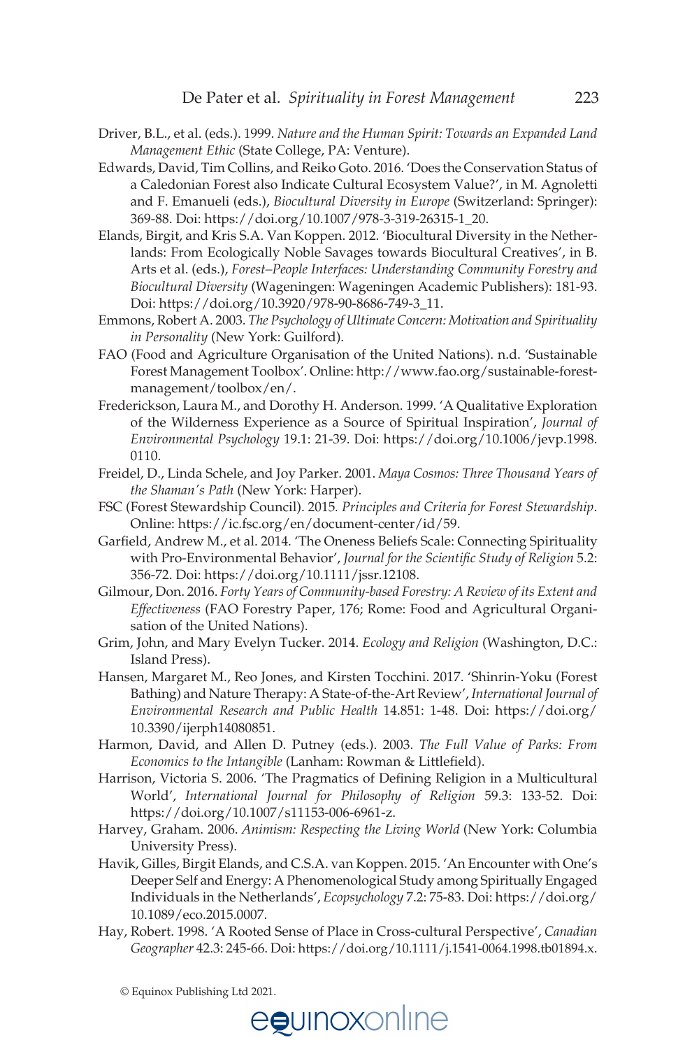Driver, B.L., et al. (eds.). 1999. *Nature and the Human Spirit: Towards an Expanded Land Management Ethic* (State College, PA: Venture).

Edwards, David, Tim Collins, and Reiko Goto. 2016. 'Does the Conservation Status of a Caledonian Forest also Indicate Cultural Ecosystem Value?', in M. Agnoletti and F. Emanueli (eds.), *Biocultural Diversity in Europe* (Switzerland: Springer): 369-88. Doi: https://doi.org/10.1007/978-3-319-26315-1_20.

Elands, Birgit, and Kris S.A. Van Koppen. 2012. 'Biocultural Diversity in the Netherlands: From Ecologically Noble Savages towards Biocultural Creatives', in B. Arts et al. (eds.), *Forest–People Interfaces: Understanding Community Forestry and Biocultural Diversity* (Wageningen: Wageningen Academic Publishers): 181-93. Doi: https://doi.org/10.3920/978-90-8686-749-3_11.

Emmons, Robert A. 2003. *The Psychology of Ultimate Concern: Motivation and Spirituality in Personality* (New York: Guilford).

FAO (Food and Agriculture Organisation of the United Nations). n.d. 'Sustainable Forest Management Toolbox'. Online: http://www.fao.org/sustainable-forest-management/toolbox/en/.

Frederickson, Laura M., and Dorothy H. Anderson. 1999. 'A Qualitative Exploration of the Wilderness Experience as a Source of Spiritual Inspiration', *Journal of Environmental Psychology* 19.1: 21-39. Doi: https://doi.org/10.1006/jevp.1998.0110.

Freidel, D., Linda Schele, and Joy Parker. 2001. *Maya Cosmos: Three Thousand Years of the Shaman's Path* (New York: Harper).

FSC (Forest Stewardship Council). 2015. *Principles and Criteria for Forest Stewardship*. Online: https://ic.fsc.org/en/document-center/id/59.

Garfield, Andrew M., et al. 2014. 'The Oneness Beliefs Scale: Connecting Spirituality with Pro-Environmental Behavior', *Journal for the Scientific Study of Religion* 5.2: 356-72. Doi: https://doi.org/10.1111/jssr.12108.

Gilmour, Don. 2016. *Forty Years of Community-based Forestry: A Review of its Extent and Effectiveness* (FAO Forestry Paper, 176; Rome: Food and Agricultural Organisation of the United Nations).

Grim, John, and Mary Evelyn Tucker. 2014. *Ecology and Religion* (Washington, D.C.: Island Press).

Hansen, Margaret M., Reo Jones, and Kirsten Tocchini. 2017. 'Shinrin-Yoku (Forest Bathing) and Nature Therapy: A State-of-the-Art Review', *International Journal of Environmental Research and Public Health* 14.851: 1-48. Doi: https://doi.org/10.3390/ijerph14080851.

Harmon, David, and Allen D. Putney (eds.). 2003. *The Full Value of Parks: From Economics to the Intangible* (Lanham: Rowman & Littlefield).

Harrison, Victoria S. 2006. 'The Pragmatics of Defining Religion in a Multicultural World', *International Journal for Philosophy of Religion* 59.3: 133-52. Doi: https://doi.org/10.1007/s11153-006-6961-z.

Harvey, Graham. 2006. *Animism: Respecting the Living World* (New York: Columbia University Press).

Havik, Gilles, Birgit Elands, and C.S.A. van Koppen. 2015. 'An Encounter with One's Deeper Self and Energy: A Phenomenological Study among Spiritually Engaged Individuals in the Netherlands', *Ecopsychology* 7.2: 75-83. Doi: https://doi.org/10.1089/eco.2015.0007.

Hay, Robert. 1998. 'A Rooted Sense of Place in Cross-cultural Perspective', *Canadian Geographer* 42.3: 245-66. Doi: https://doi.org/10.1111/j.1541-0064.1998.tb01894.x.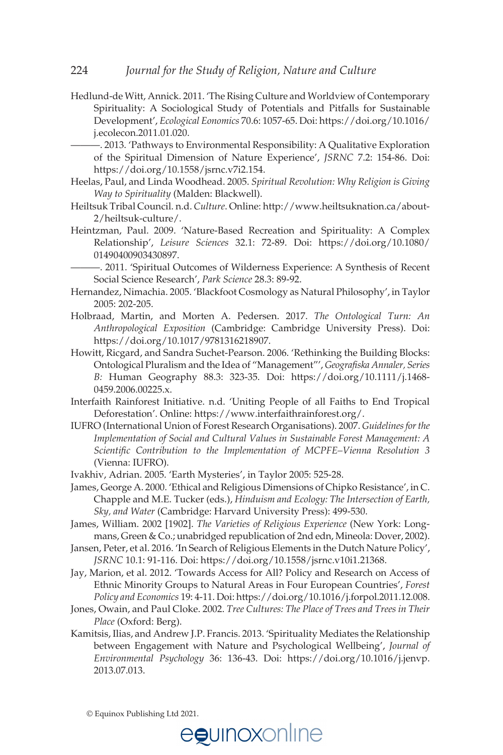Hedlund-de Witt, Annick. 2011. 'The Rising Culture and Worldview of Contemporary Spirituality: A Sociological Study of Potentials and Pitfalls for Sustainable Development', *Ecological Eonomics* 70.6: 1057-65. Doi: https://doi.org/10.1016/j.ecolecon.2011.01.020.

———. 2013. 'Pathways to Environmental Responsibility: A Qualitative Exploration of the Spiritual Dimension of Nature Experience', *JSRNC* 7.2: 154-86. Doi: https://doi.org/10.1558/jsrnc.v7i2.154.

Heelas, Paul, and Linda Woodhead. 2005. *Spiritual Revolution: Why Religion is Giving Way to Spirituality* (Malden: Blackwell).

Heiltsuk Tribal Council. n.d. *Culture*. Online: http://www.heiltsuknation.ca/about-2/heiltsuk-culture/.

Heintzman, Paul. 2009. 'Nature-Based Recreation and Spirituality: A Complex Relationship', *Leisure Sciences* 32.1: 72-89. Doi: https://doi.org/10.1080/01490400903430897.

———. 2011. 'Spiritual Outcomes of Wilderness Experience: A Synthesis of Recent Social Science Research', *Park Science* 28.3: 89-92.

Hernandez, Nimachia. 2005. 'Blackfoot Cosmology as Natural Philosophy', in Taylor 2005: 202-205.

Holbraad, Martin, and Morten A. Pedersen. 2017. *The Ontological Turn: An Anthropological Exposition* (Cambridge: Cambridge University Press). Doi: https://doi.org/10.1017/9781316218907.

Howitt, Ricgard, and Sandra Suchet-Pearson. 2006. 'Rethinking the Building Blocks: Ontological Pluralism and the Idea of "Management"', *Geografiska Annaler, Series B:* Human Geography 88.3: 323-35. Doi: https://doi.org/10.1111/j.1468-0459.2006.00225.x.

Interfaith Rainforest Initiative. n.d. 'Uniting People of all Faiths to End Tropical Deforestation'. Online: https://www.interfaithrainforest.org/.

IUFRO (International Union of Forest Research Organisations). 2007. *Guidelines for the Implementation of Social and Cultural Values in Sustainable Forest Management: A Scientific Contribution to the Implementation of MCPFE–Vienna Resolution 3* (Vienna: IUFRO).

Ivakhiv, Adrian. 2005. 'Earth Mysteries', in Taylor 2005: 525-28.

James, George A. 2000. 'Ethical and Religious Dimensions of Chipko Resistance', in C. Chapple and M.E. Tucker (eds.), *Hinduism and Ecology: The Intersection of Earth, Sky, and Water* (Cambridge: Harvard University Press): 499-530.

James, William. 2002 [1902]. *The Varieties of Religious Experience* (New York: Longmans, Green & Co.; unabridged republication of 2nd edn, Mineola: Dover, 2002).

Jansen, Peter, et al. 2016. 'In Search of Religious Elements in the Dutch Nature Policy', *JSRNC* 10.1: 91-116. Doi: https://doi.org/10.1558/jsrnc.v10i1.21368.

Jay, Marion, et al. 2012. 'Towards Access for All? Policy and Research on Access of Ethnic Minority Groups to Natural Areas in Four European Countries', *Forest Policy and Economics* 19: 4-11. Doi: https://doi.org/10.1016/j.forpol.2011.12.008.

Jones, Owain, and Paul Cloke. 2002. *Tree Cultures: The Place of Trees and Trees in Their Place* (Oxford: Berg).

Kamitsis, Ilias, and Andrew J.P. Francis. 2013. 'Spirituality Mediates the Relationship between Engagement with Nature and Psychological Wellbeing', *Journal of Environmental Psychology* 36: 136-43. Doi: https://doi.org/10.1016/j.jenvp.2013.07.013.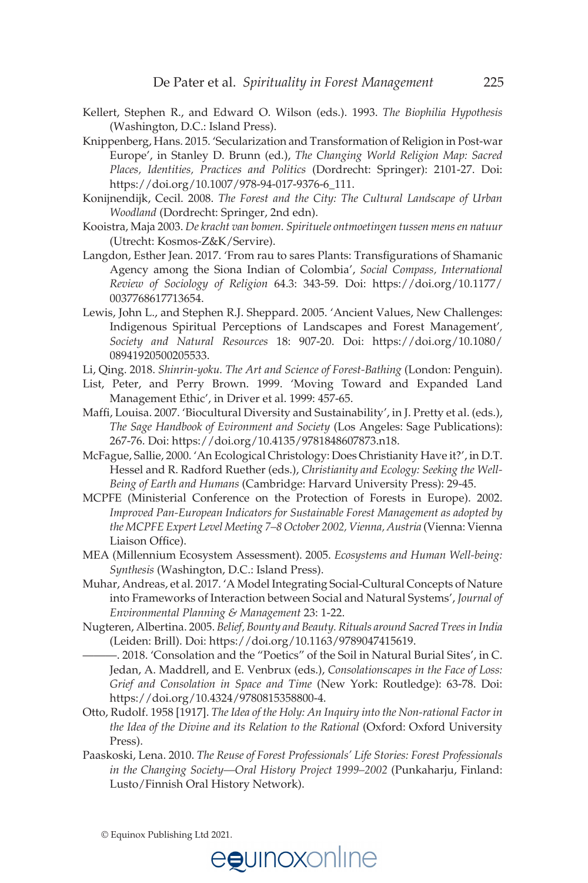Kellert, Stephen R., and Edward O. Wilson (eds.). 1993. *The Biophilia Hypothesis* (Washington, D.C.: Island Press).

Knippenberg, Hans. 2015. 'Secularization and Transformation of Religion in Post-war Europe', in Stanley D. Brunn (ed.), *The Changing World Religion Map: Sacred Places, Identities, Practices and Politics* (Dordrecht: Springer): 2101-27. Doi: https://doi.org/10.1007/978-94-017-9376-6_111.

Konijnendijk, Cecil. 2008. *The Forest and the City: The Cultural Landscape of Urban Woodland* (Dordrecht: Springer, 2nd edn).

Kooistra, Maja 2003. *De kracht van bomen. Spirituele ontmoetingen tussen mens en natuur* (Utrecht: Kosmos-Z&K/Servire).

Langdon, Esther Jean. 2017. 'From rau to sares Plants: Transfigurations of Shamanic Agency among the Siona Indian of Colombia', *Social Compass, International Review of Sociology of Religion* 64.3: 343-59. Doi: https://doi.org/10.1177/0037768617713654.

Lewis, John L., and Stephen R.J. Sheppard. 2005. 'Ancient Values, New Challenges: Indigenous Spiritual Perceptions of Landscapes and Forest Management', *Society and Natural Resources* 18: 907-20. Doi: https://doi.org/10.1080/08941920500205533.

Li, Qing. 2018. *Shinrin-yoku. The Art and Science of Forest-Bathing* (London: Penguin).

List, Peter, and Perry Brown. 1999. 'Moving Toward and Expanded Land Management Ethic', in Driver et al. 1999: 457-65.

Maffi, Louisa. 2007. 'Biocultural Diversity and Sustainability', in J. Pretty et al. (eds.), *The Sage Handbook of Eviromnent and Society* (Los Angeles: Sage Publications): 267-76. Doi: https://doi.org/10.4135/9781848607873.n18.

McFague, Sallie, 2000. 'An Ecological Christology: Does Christianity Have it?', in D.T. Hessel and R. Radford Ruether (eds.), *Christianity and Ecology: Seeking the Well-Being of Earth and Humans* (Cambridge: Harvard University Press): 29-45.

MCPFE (Ministerial Conference on the Protection of Forests in Europe). 2002. *Improved Pan-European Indicators for Sustainable Forest Management as adopted by the MCPFE Expert Level Meeting 7–8 October 2002, Vienna, Austria* (Vienna: Vienna Liaison Office).

MEA (Millennium Ecosystem Assessment). 2005. *Ecosystems and Human Well-being: Synthesis* (Washington, D.C.: Island Press).

Muhar, Andreas, et al. 2017. 'A Model Integrating Social-Cultural Concepts of Nature into Frameworks of Interaction between Social and Natural Systems', *Journal of Environmental Planning & Management* 23: 1-22.

Nugteren, Albertina. 2005. *Belief, Bounty and Beauty. Rituals around Sacred Trees in India* (Leiden: Brill). Doi: https://doi.org/10.1163/9789047415619.

———. 2018. 'Consolation and the "Poetics" of the Soil in Natural Burial Sites', in C. Jedan, A. Maddrell, and E. Venbrux (eds.), *Consolationscapes in the Face of Loss: Grief and Consolation in Space and Time* (New York: Routledge): 63-78. Doi: https://doi.org/10.4324/9780815358800-4.

Otto, Rudolf. 1958 [1917]. *The Idea of the Holy: An Inquiry into the Non-rational Factor in the Idea of the Divine and its Relation to the Rational* (Oxford: Oxford University Press).

Paaskoski, Lena. 2010. *The Reuse of Forest Professionals' Life Stories: Forest Professionals in the Changing Society—Oral History Project 1999–2002* (Punkaharju, Finland: Lusto/Finnish Oral History Network).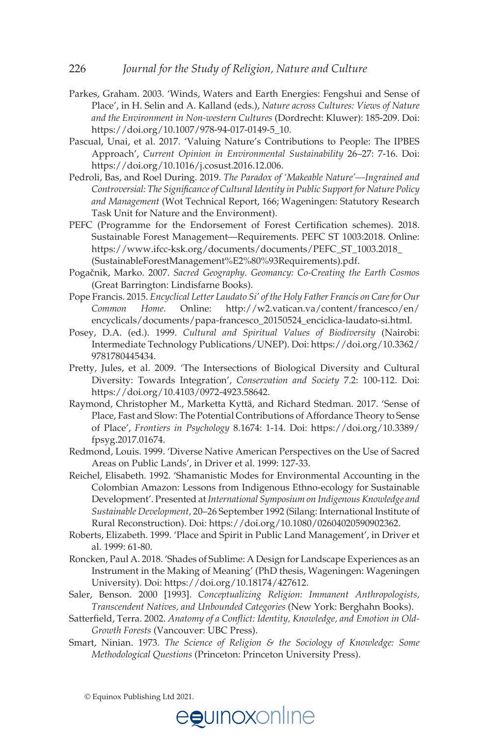Parkes, Graham. 2003. 'Winds, Waters and Earth Energies: Fengshui and Sense of Place', in H. Selin and A. Kalland (eds.), *Nature across Cultures: Views of Nature and the Environment in Non-western Cultures* (Dordrecht: Kluwer): 185-209. Doi: https://doi.org/10.1007/978-94-017-0149-5_10.

Pascual, Unai, et al. 2017. 'Valuing Nature's Contributions to People: The IPBES Approach', *Current Opinion in Environmental Sustainability* 26–27: 7-16. Doi: https://doi.org/10.1016/j.cosust.2016.12.006.

Pedroli, Bas, and Roel During. 2019. *The Paradox of 'Makeable Nature'—Ingrained and Controversial: The Significance of Cultural Identity in Public Support for Nature Policy and Management* (Wot Technical Report, 166; Wageningen: Statutory Research Task Unit for Nature and the Environment).

PEFC (Programme for the Endorsement of Forest Certification schemes). 2018. Sustainable Forest Management—Requirements. PEFC ST 1003:2018. Online: https://www.ifcc-ksk.org/documents/documents/PEFC_ST_1003.2018_(SustainableForestManagement%E2%80%93Requirements).pdf.

Pogačnik, Marko. 2007. *Sacred Geography. Geomancy: Co-Creating the Earth Cosmos* (Great Barrington: Lindisfarne Books).

Pope Francis. 2015. *Encyclical Letter Laudato Si' of the Holy Father Francis on Care for Our Common Home.* Online: http://w2.vatican.va/content/francesco/en/encyclicals/documents/papa-francesco_20150524_enciclica-laudato-si.html.

Posey, D.A. (ed.). 1999. *Cultural and Spiritual Values of Biodiversity* (Nairobi: Intermediate Technology Publications/UNEP). Doi: https://doi.org/10.3362/9781780445434.

Pretty, Jules, et al. 2009. 'The Intersections of Biological Diversity and Cultural Diversity: Towards Integration', *Conservation and Society* 7.2: 100-112. Doi: https://doi.org/10.4103/0972-4923.58642.

Raymond, Christopher M., Marketta Kyttä, and Richard Stedman. 2017. 'Sense of Place, Fast and Slow: The Potential Contributions of Affordance Theory to Sense of Place', *Frontiers in Psychology* 8.1674: 1-14. Doi: https://doi.org/10.3389/fpsyg.2017.01674.

Redmond, Louis. 1999. 'Diverse Native American Perspectives on the Use of Sacred Areas on Public Lands', in Driver et al. 1999: 127-33.

Reichel, Elisabeth. 1992. 'Shamanistic Modes for Environmental Accounting in the Colombian Amazon: Lessons from Indigenous Ethno-ecology for Sustainable Development'. Presented at *International Symposium on Indigenous Knowledge and Sustainable Development,* 20–26 September 1992 (Silang: International Institute of Rural Reconstruction). Doi: https://doi.org/10.1080/02604020590902362.

Roberts, Elizabeth. 1999. 'Place and Spirit in Public Land Management', in Driver et al. 1999: 61-80.

Roncken, Paul A. 2018. 'Shades of Sublime: A Design for Landscape Experiences as an Instrument in the Making of Meaning' (PhD thesis, Wageningen: Wageningen University). Doi: https://doi.org/10.18174/427612.

Saler, Benson. 2000 [1993]. *Conceptualizing Religion: Immanent Anthropologists, Transcendent Natives, and Unbounded Categories* (New York: Berghahn Books).

Satterfield, Terra. 2002. *Anatomy of a Conflict: Identity, Knowledge, and Emotion in Old-Growth Forests* (Vancouver: UBC Press).

Smart, Ninian. 1973. *The Science of Religion & the Sociology of Knowledge: Some Methodological Questions* (Princeton: Princeton University Press).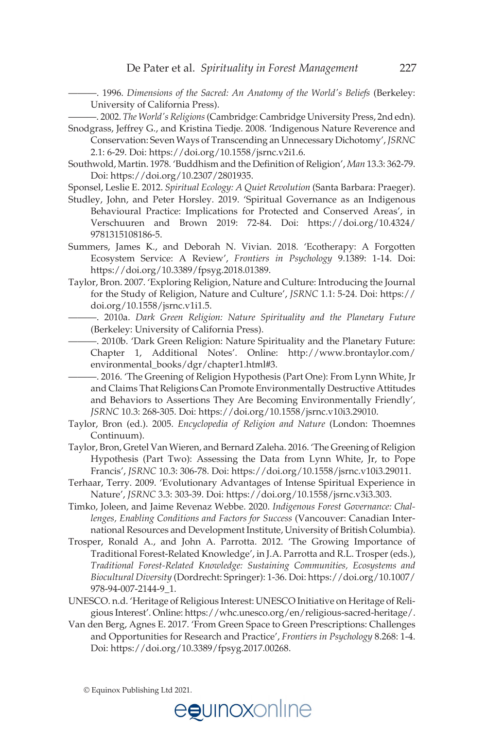———. 1996. *Dimensions of the Sacred: An Anatomy of the World's Beliefs* (Berkeley: University of California Press).

———. 2002. *The World's Religions* (Cambridge: Cambridge University Press, 2nd edn).

Snodgrass, Jeffrey G., and Kristina Tiedje. 2008. 'Indigenous Nature Reverence and Conservation: Seven Ways of Transcending an Unnecessary Dichotomy', *JSRNC* 2.1: 6-29. Doi: https://doi.org/10.1558/jsrnc.v2i1.6.

Southwold, Martin. 1978. 'Buddhism and the Definition of Religion', *Man* 13.3: 362-79. Doi: https://doi.org/10.2307/2801935.

Sponsel, Leslie E. 2012. *Spiritual Ecology: A Quiet Revolution* (Santa Barbara: Praeger).

Studley, John, and Peter Horsley. 2019. 'Spiritual Governance as an Indigenous Behavioural Practice: Implications for Protected and Conserved Areas', in Verschuuren and Brown 2019: 72-84. Doi: https://doi.org/10.4324/9781315108186-5.

Summers, James K., and Deborah N. Vivian. 2018. 'Ecotherapy: A Forgotten Ecosystem Service: A Review', *Frontiers in Psychology* 9.1389: 1-14. Doi: https://doi.org/10.3389/fpsyg.2018.01389.

Taylor, Bron. 2007. 'Exploring Religion, Nature and Culture: Introducing the Journal for the Study of Religion, Nature and Culture', *JSRNC* 1.1: 5-24. Doi: https://doi.org/10.1558/jsrnc.v1i1.5.

———. 2010a. *Dark Green Religion: Nature Spirituality and the Planetary Future* (Berkeley: University of California Press).

———. 2010b. 'Dark Green Religion: Nature Spirituality and the Planetary Future: Chapter 1, Additional Notes'. Online: http://www.brontaylor.com/environmental_books/dgr/chapter1.html#3.

———. 2016. 'The Greening of Religion Hypothesis (Part One): From Lynn White, Jr and Claims That Religions Can Promote Environmentally Destructive Attitudes and Behaviors to Assertions They Are Becoming Environmentally Friendly', *JSRNC* 10.3: 268-305. Doi: https://doi.org/10.1558/jsrnc.v10i3.29010.

Taylor, Bron (ed.). 2005. *Encyclopedia of Religion and Nature* (London: Thoemnes Continuum).

Taylor, Bron, Gretel Van Wieren, and Bernard Zaleha. 2016. 'The Greening of Religion Hypothesis (Part Two): Assessing the Data from Lynn White, Jr, to Pope Francis', *JSRNC* 10.3: 306-78. Doi: https://doi.org/10.1558/jsrnc.v10i3.29011.

Terhaar, Terry. 2009. 'Evolutionary Advantages of Intense Spiritual Experience in Nature', *JSRNC* 3.3: 303-39. Doi: https://doi.org/10.1558/jsrnc.v3i3.303.

Timko, Joleen, and Jaime Revenaz Webbe. 2020. *Indigenous Forest Governance: Challenges, Enabling Conditions and Factors for Success* (Vancouver: Canadian International Resources and Development Institute, University of British Columbia).

Trosper, Ronald A., and John A. Parrotta. 2012. 'The Growing Importance of Traditional Forest-Related Knowledge', in J.A. Parrotta and R.L. Trosper (eds.), *Traditional Forest-Related Knowledge: Sustaining Communities, Ecosystems and Biocultural Diversity* (Dordrecht: Springer): 1-36. Doi: https://doi.org/10.1007/978-94-007-2144-9_1.

UNESCO. n.d. 'Heritage of Religious Interest: UNESCO Initiative on Heritage of Religious Interest'. Online: https://whc.unesco.org/en/religious-sacred-heritage/.

Van den Berg, Agnes E. 2017. 'From Green Space to Green Prescriptions: Challenges and Opportunities for Research and Practice', *Frontiers in Psychology* 8.268: 1-4. Doi: https://doi.org/10.3389/fpsyg.2017.00268.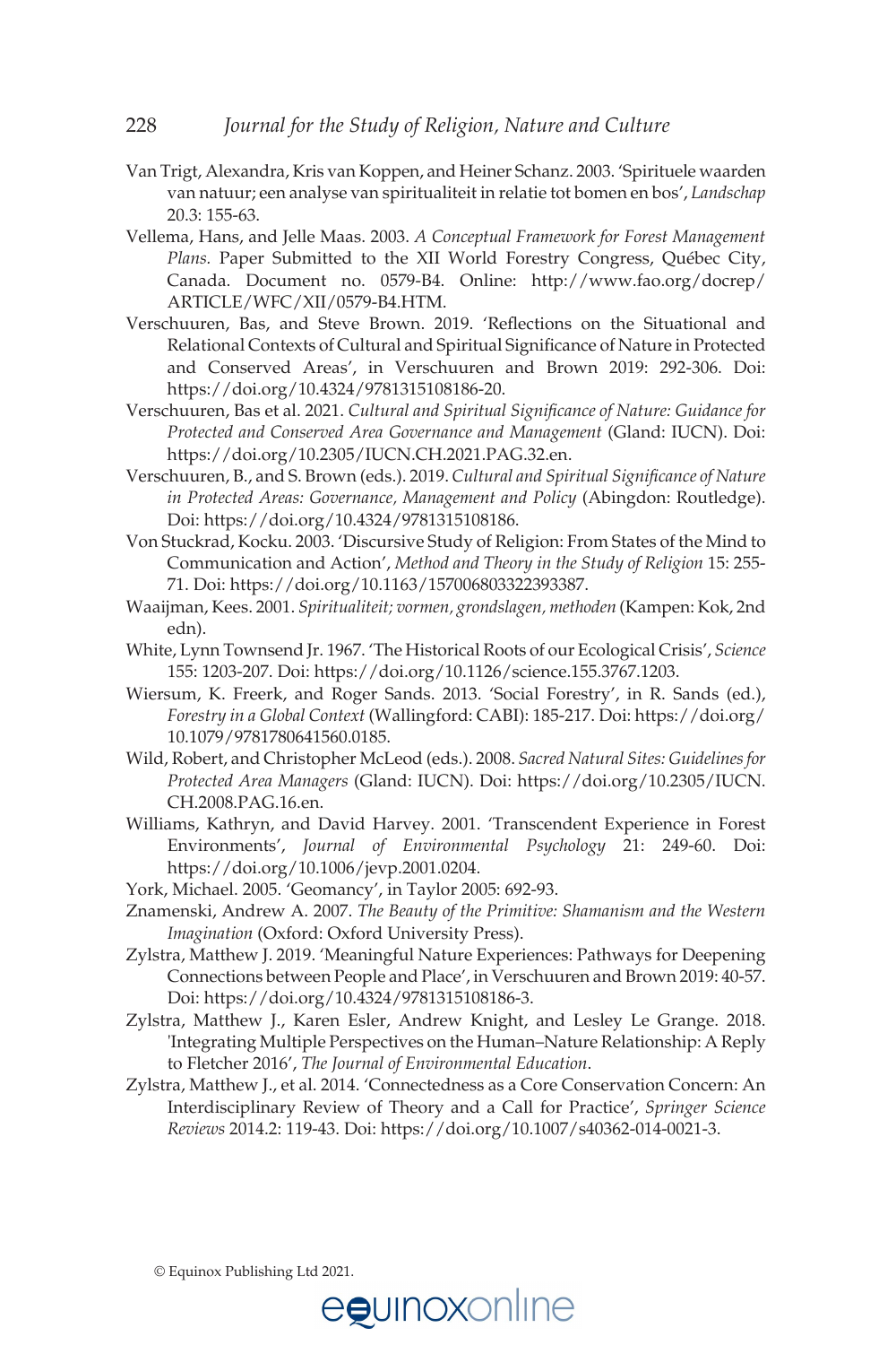Van Trigt, Alexandra, Kris van Koppen, and Heiner Schanz. 2003. 'Spirituele waarden van natuur; een analyse van spiritualiteit in relatie tot bomen en bos', *Landschap* 20.3: 155-63.

Vellema, Hans, and Jelle Maas. 2003. *A Conceptual Framework for Forest Management Plans.* Paper Submitted to the XII World Forestry Congress, Québec City, Canada. Document no. 0579-B4. Online: http://www.fao.org/docrep/ARTICLE/WFC/XII/0579-B4.HTM.

Verschuuren, Bas, and Steve Brown. 2019. 'Reflections on the Situational and Relational Contexts of Cultural and Spiritual Significance of Nature in Protected and Conserved Areas', in Verschuuren and Brown 2019: 292-306. Doi: https://doi.org/10.4324/9781315108186-20.

Verschuuren, Bas et al. 2021. *Cultural and Spiritual Significance of Nature: Guidance for Protected and Conserved Area Governance and Management* (Gland: IUCN). Doi: https://doi.org/10.2305/IUCN.CH.2021.PAG.32.en.

Verschuuren, B., and S. Brown (eds.). 2019. *Cultural and Spiritual Significance of Nature in Protected Areas: Governance, Management and Policy* (Abingdon: Routledge). Doi: https://doi.org/10.4324/9781315108186.

Von Stuckrad, Kocku. 2003. 'Discursive Study of Religion: From States of the Mind to Communication and Action', *Method and Theory in the Study of Religion* 15: 255-71. Doi: https://doi.org/10.1163/157006803322393387.

Waaijman, Kees. 2001. *Spiritualiteit; vormen, grondslagen, methoden* (Kampen: Kok, 2nd edn).

White, Lynn Townsend Jr. 1967. 'The Historical Roots of our Ecological Crisis', *Science* 155: 1203-207. Doi: https://doi.org/10.1126/science.155.3767.1203.

Wiersum, K. Freerk, and Roger Sands. 2013. 'Social Forestry', in R. Sands (ed.), *Forestry in a Global Context* (Wallingford: CABI): 185-217. Doi: https://doi.org/10.1079/9781780641560.0185.

Wild, Robert, and Christopher McLeod (eds.). 2008. *Sacred Natural Sites: Guidelines for Protected Area Managers* (Gland: IUCN). Doi: https://doi.org/10.2305/IUCN.CH.2008.PAG.16.en.

Williams, Kathryn, and David Harvey. 2001. 'Transcendent Experience in Forest Environments', *Journal of Environmental Psychology* 21: 249-60. Doi: https://doi.org/10.1006/jevp.2001.0204.

York, Michael. 2005. 'Geomancy', in Taylor 2005: 692-93.

Znamenski, Andrew A. 2007. *The Beauty of the Primitive: Shamanism and the Western Imagination* (Oxford: Oxford University Press).

Zylstra, Matthew J. 2019. 'Meaningful Nature Experiences: Pathways for Deepening Connections between People and Place', in Verschuuren and Brown 2019: 40-57. Doi: https://doi.org/10.4324/9781315108186-3.

Zylstra, Matthew J., Karen Esler, Andrew Knight, and Lesley Le Grange. 2018. 'Integrating Multiple Perspectives on the Human–Nature Relationship: A Reply to Fletcher 2016', *The Journal of Environmental Education*.

Zylstra, Matthew J., et al. 2014. 'Connectedness as a Core Conservation Concern: An Interdisciplinary Review of Theory and a Call for Practice', *Springer Science Reviews* 2014.2: 119-43. Doi: https://doi.org/10.1007/s40362-014-0021-3.